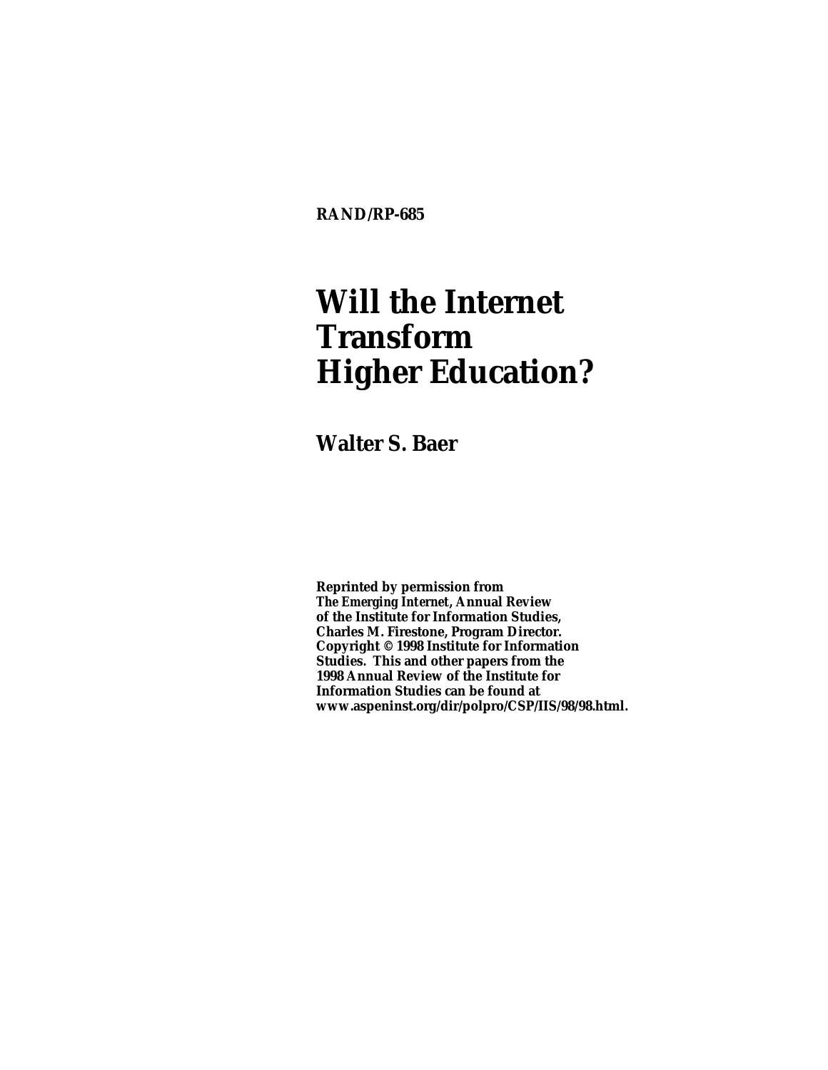**RAND/RP-685**

# Will the Internet Transform Higher Education?

## Walter S. Baer

**Reprinted by permission from**
**The Emerging Internet, Annual Review**
**of the Institute for Information Studies,**
**Charles M. Firestone, Program Director.**
**Copyright © 1998 Institute for Information**
**Studies. This and other papers from the**
**1998 Annual Review of the Institute for**
**Information Studies can be found at**
**www.aspeninst.org/dir/polpro/CSP/IIS/98/98.html.**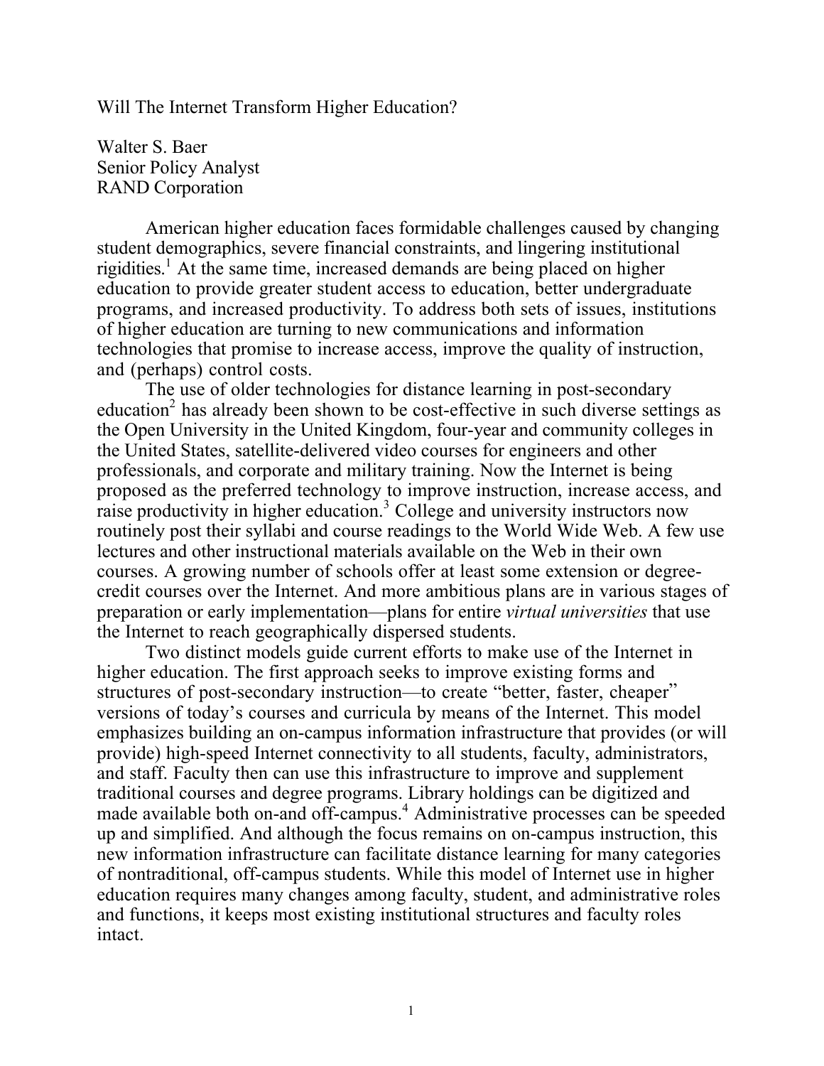Will The Internet Transform Higher Education?

Walter S. Baer
Senior Policy Analyst
RAND Corporation

American higher education faces formidable challenges caused by changing student demographics, severe financial constraints, and lingering institutional rigidities.[1] At the same time, increased demands are being placed on higher education to provide greater student access to education, better undergraduate programs, and increased productivity. To address both sets of issues, institutions of higher education are turning to new communications and information technologies that promise to increase access, improve the quality of instruction, and (perhaps) control costs.

The use of older technologies for distance learning in post-secondary education[2] has already been shown to be cost-effective in such diverse settings as the Open University in the United Kingdom, four-year and community colleges in the United States, satellite-delivered video courses for engineers and other professionals, and corporate and military training. Now the Internet is being proposed as the preferred technology to improve instruction, increase access, and raise productivity in higher education.[3] College and university instructors now routinely post their syllabi and course readings to the World Wide Web. A few use lectures and other instructional materials available on the Web in their own courses. A growing number of schools offer at least some extension or degree-credit courses over the Internet. And more ambitious plans are in various stages of preparation or early implementation—plans for entire *virtual universities* that use the Internet to reach geographically dispersed students.

Two distinct models guide current efforts to make use of the Internet in higher education. The first approach seeks to improve existing forms and structures of post-secondary instruction—to create "better, faster, cheaper" versions of today's courses and curricula by means of the Internet. This model emphasizes building an on-campus information infrastructure that provides (or will provide) high-speed Internet connectivity to all students, faculty, administrators, and staff. Faculty then can use this infrastructure to improve and supplement traditional courses and degree programs. Library holdings can be digitized and made available both on-and off-campus.[4] Administrative processes can be speeded up and simplified. And although the focus remains on on-campus instruction, this new information infrastructure can facilitate distance learning for many categories of nontraditional, off-campus students. While this model of Internet use in higher education requires many changes among faculty, student, and administrative roles and functions, it keeps most existing institutional structures and faculty roles intact.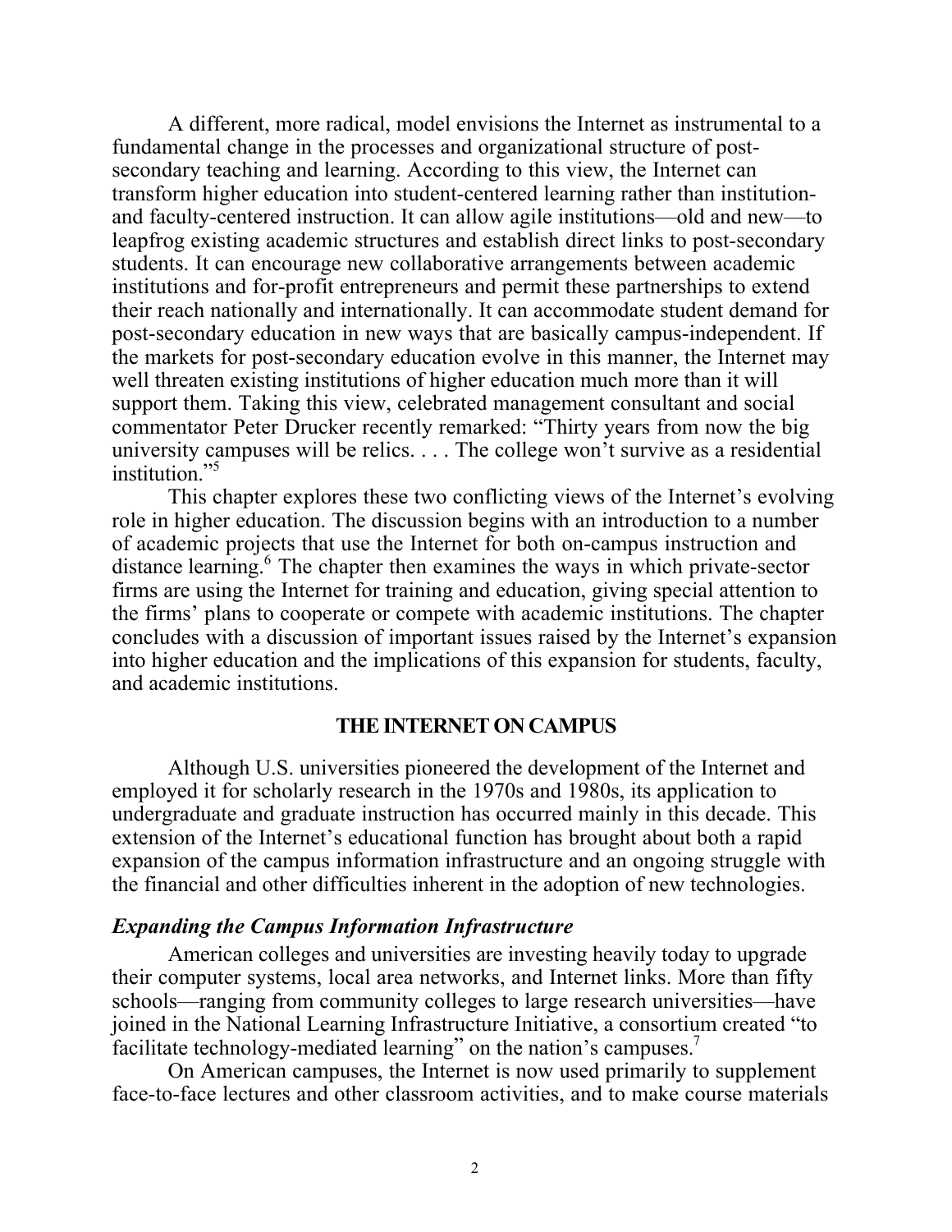A different, more radical, model envisions the Internet as instrumental to a fundamental change in the processes and organizational structure of post-secondary teaching and learning. According to this view, the Internet can transform higher education into student-centered learning rather than institution- and faculty-centered instruction. It can allow agile institutions—old and new—to leapfrog existing academic structures and establish direct links to post-secondary students. It can encourage new collaborative arrangements between academic institutions and for-profit entrepreneurs and permit these partnerships to extend their reach nationally and internationally. It can accommodate student demand for post-secondary education in new ways that are basically campus-independent. If the markets for post-secondary education evolve in this manner, the Internet may well threaten existing institutions of higher education much more than it will support them. Taking this view, celebrated management consultant and social commentator Peter Drucker recently remarked: "Thirty years from now the big university campuses will be relics. . . . The college won't survive as a residential institution."[5]

This chapter explores these two conflicting views of the Internet's evolving role in higher education. The discussion begins with an introduction to a number of academic projects that use the Internet for both on-campus instruction and distance learning.[6] The chapter then examines the ways in which private-sector firms are using the Internet for training and education, giving special attention to the firms' plans to cooperate or compete with academic institutions. The chapter concludes with a discussion of important issues raised by the Internet's expansion into higher education and the implications of this expansion for students, faculty, and academic institutions.

## THE INTERNET ON CAMPUS

Although U.S. universities pioneered the development of the Internet and employed it for scholarly research in the 1970s and 1980s, its application to undergraduate and graduate instruction has occurred mainly in this decade. This extension of the Internet's educational function has brought about both a rapid expansion of the campus information infrastructure and an ongoing struggle with the financial and other difficulties inherent in the adoption of new technologies.

### *Expanding the Campus Information Infrastructure*

American colleges and universities are investing heavily today to upgrade their computer systems, local area networks, and Internet links. More than fifty schools—ranging from community colleges to large research universities—have joined in the National Learning Infrastructure Initiative, a consortium created "to facilitate technology-mediated learning" on the nation's campuses.[7]

On American campuses, the Internet is now used primarily to supplement face-to-face lectures and other classroom activities, and to make course materials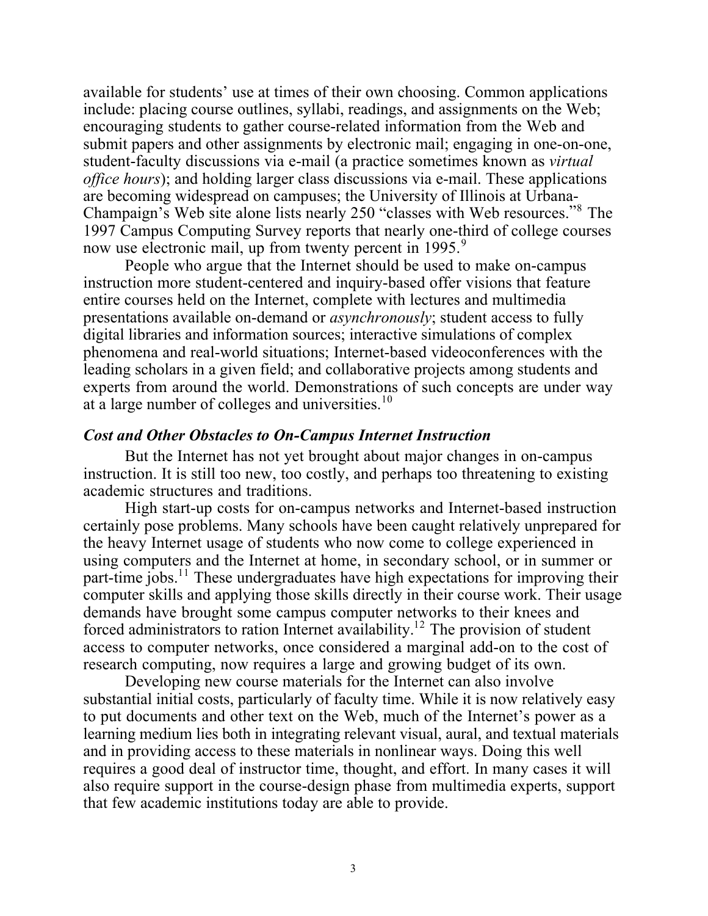available for students' use at times of their own choosing. Common applications include: placing course outlines, syllabi, readings, and assignments on the Web; encouraging students to gather course-related information from the Web and submit papers and other assignments by electronic mail; engaging in one-on-one, student-faculty discussions via e-mail (a practice sometimes known as *virtual office hours*); and holding larger class discussions via e-mail. These applications are becoming widespread on campuses; the University of Illinois at Urbana-Champaign's Web site alone lists nearly 250 "classes with Web resources."[8] The 1997 Campus Computing Survey reports that nearly one-third of college courses now use electronic mail, up from twenty percent in 1995.[9]

People who argue that the Internet should be used to make on-campus instruction more student-centered and inquiry-based offer visions that feature entire courses held on the Internet, complete with lectures and multimedia presentations available on-demand or *asynchronously*; student access to fully digital libraries and information sources; interactive simulations of complex phenomena and real-world situations; Internet-based videoconferences with the leading scholars in a given field; and collaborative projects among students and experts from around the world. Demonstrations of such concepts are under way at a large number of colleges and universities.[10]

### *Cost and Other Obstacles to On-Campus Internet Instruction*

But the Internet has not yet brought about major changes in on-campus instruction. It is still too new, too costly, and perhaps too threatening to existing academic structures and traditions.

High start-up costs for on-campus networks and Internet-based instruction certainly pose problems. Many schools have been caught relatively unprepared for the heavy Internet usage of students who now come to college experienced in using computers and the Internet at home, in secondary school, or in summer or part-time jobs.[11] These undergraduates have high expectations for improving their computer skills and applying those skills directly in their course work. Their usage demands have brought some campus computer networks to their knees and forced administrators to ration Internet availability.[12] The provision of student access to computer networks, once considered a marginal add-on to the cost of research computing, now requires a large and growing budget of its own.

Developing new course materials for the Internet can also involve substantial initial costs, particularly of faculty time. While it is now relatively easy to put documents and other text on the Web, much of the Internet's power as a learning medium lies both in integrating relevant visual, aural, and textual materials and in providing access to these materials in nonlinear ways. Doing this well requires a good deal of instructor time, thought, and effort. In many cases it will also require support in the course-design phase from multimedia experts, support that few academic institutions today are able to provide.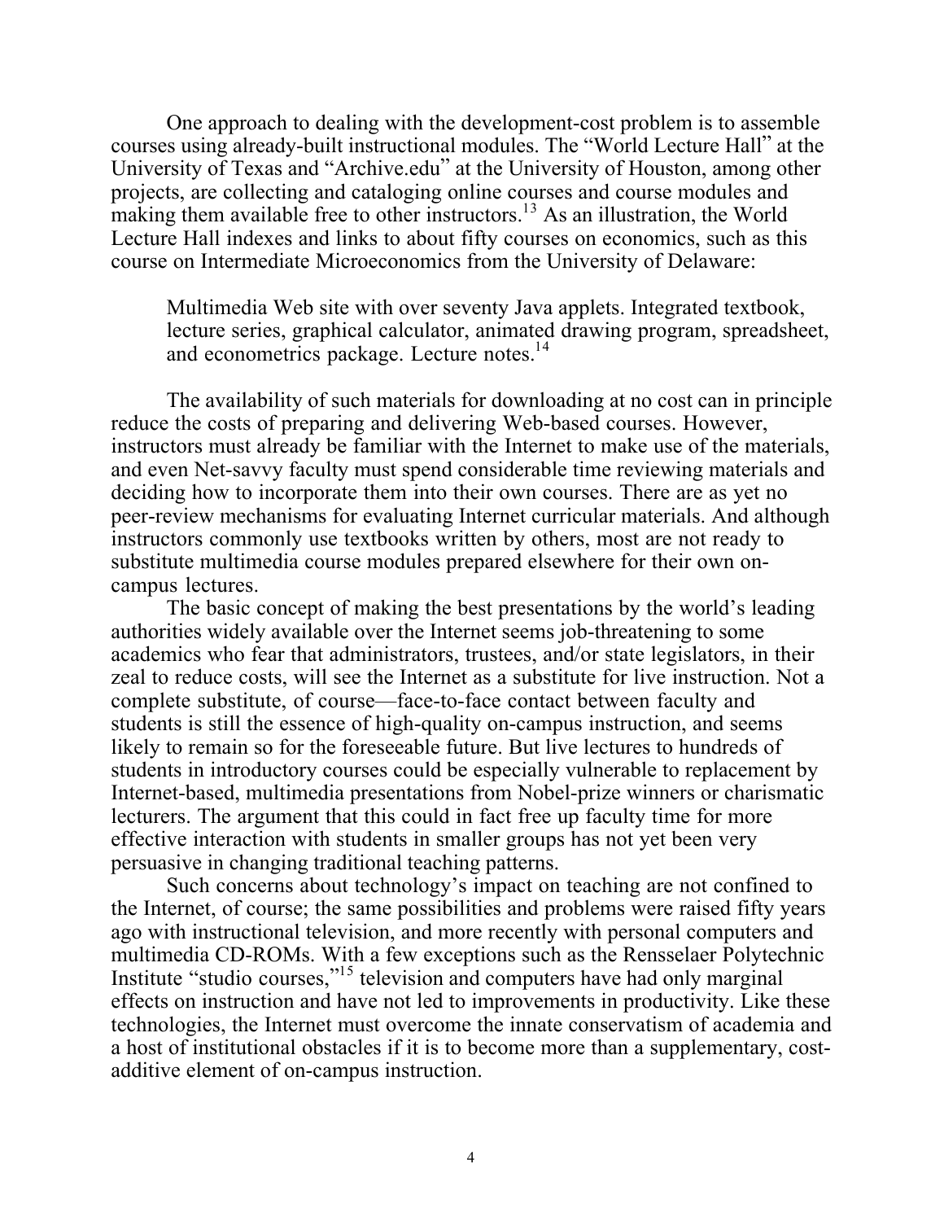One approach to dealing with the development-cost problem is to assemble courses using already-built instructional modules. The "World Lecture Hall" at the University of Texas and "Archive.edu" at the University of Houston, among other projects, are collecting and cataloging online courses and course modules and making them available free to other instructors.[13] As an illustration, the World Lecture Hall indexes and links to about fifty courses on economics, such as this course on Intermediate Microeconomics from the University of Delaware:

> Multimedia Web site with over seventy Java applets. Integrated textbook, lecture series, graphical calculator, animated drawing program, spreadsheet, and econometrics package. Lecture notes.[14]

The availability of such materials for downloading at no cost can in principle reduce the costs of preparing and delivering Web-based courses. However, instructors must already be familiar with the Internet to make use of the materials, and even Net-savvy faculty must spend considerable time reviewing materials and deciding how to incorporate them into their own courses. There are as yet no peer-review mechanisms for evaluating Internet curricular materials. And although instructors commonly use textbooks written by others, most are not ready to substitute multimedia course modules prepared elsewhere for their own on-campus lectures.

The basic concept of making the best presentations by the world's leading authorities widely available over the Internet seems job-threatening to some academics who fear that administrators, trustees, and/or state legislators, in their zeal to reduce costs, will see the Internet as a substitute for live instruction. Not a complete substitute, of course—face-to-face contact between faculty and students is still the essence of high-quality on-campus instruction, and seems likely to remain so for the foreseeable future. But live lectures to hundreds of students in introductory courses could be especially vulnerable to replacement by Internet-based, multimedia presentations from Nobel-prize winners or charismatic lecturers. The argument that this could in fact free up faculty time for more effective interaction with students in smaller groups has not yet been very persuasive in changing traditional teaching patterns.

Such concerns about technology's impact on teaching are not confined to the Internet, of course; the same possibilities and problems were raised fifty years ago with instructional television, and more recently with personal computers and multimedia CD-ROMs. With a few exceptions such as the Rensselaer Polytechnic Institute "studio courses,"[15] television and computers have had only marginal effects on instruction and have not led to improvements in productivity. Like these technologies, the Internet must overcome the innate conservatism of academia and a host of institutional obstacles if it is to become more than a supplementary, cost-additive element of on-campus instruction.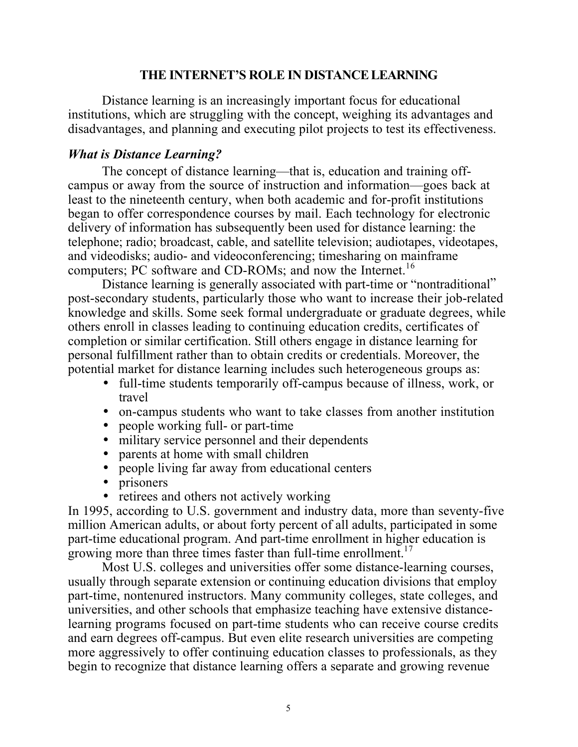## THE INTERNET'S ROLE IN DISTANCE LEARNING

Distance learning is an increasingly important focus for educational institutions, which are struggling with the concept, weighing its advantages and disadvantages, and planning and executing pilot projects to test its effectiveness.

### *What is Distance Learning?*

The concept of distance learning—that is, education and training off-campus or away from the source of instruction and information—goes back at least to the nineteenth century, when both academic and for-profit institutions began to offer correspondence courses by mail. Each technology for electronic delivery of information has subsequently been used for distance learning: the telephone; radio; broadcast, cable, and satellite television; audiotapes, videotapes, and videodisks; audio- and videoconferencing; timesharing on mainframe computers; PC software and CD-ROMs; and now the Internet.[16]

Distance learning is generally associated with part-time or "nontraditional" post-secondary students, particularly those who want to increase their job-related knowledge and skills. Some seek formal undergraduate or graduate degrees, while others enroll in classes leading to continuing education credits, certificates of completion or similar certification. Still others engage in distance learning for personal fulfillment rather than to obtain credits or credentials. Moreover, the potential market for distance learning includes such heterogeneous groups as:

- full-time students temporarily off-campus because of illness, work, or travel
- on-campus students who want to take classes from another institution
- people working full- or part-time
- military service personnel and their dependents
- parents at home with small children
- people living far away from educational centers
- prisoners
- retirees and others not actively working

In 1995, according to U.S. government and industry data, more than seventy-five million American adults, or about forty percent of all adults, participated in some part-time educational program. And part-time enrollment in higher education is growing more than three times faster than full-time enrollment.[17]

Most U.S. colleges and universities offer some distance-learning courses, usually through separate extension or continuing education divisions that employ part-time, nontenured instructors. Many community colleges, state colleges, and universities, and other schools that emphasize teaching have extensive distance-learning programs focused on part-time students who can receive course credits and earn degrees off-campus. But even elite research universities are competing more aggressively to offer continuing education classes to professionals, as they begin to recognize that distance learning offers a separate and growing revenue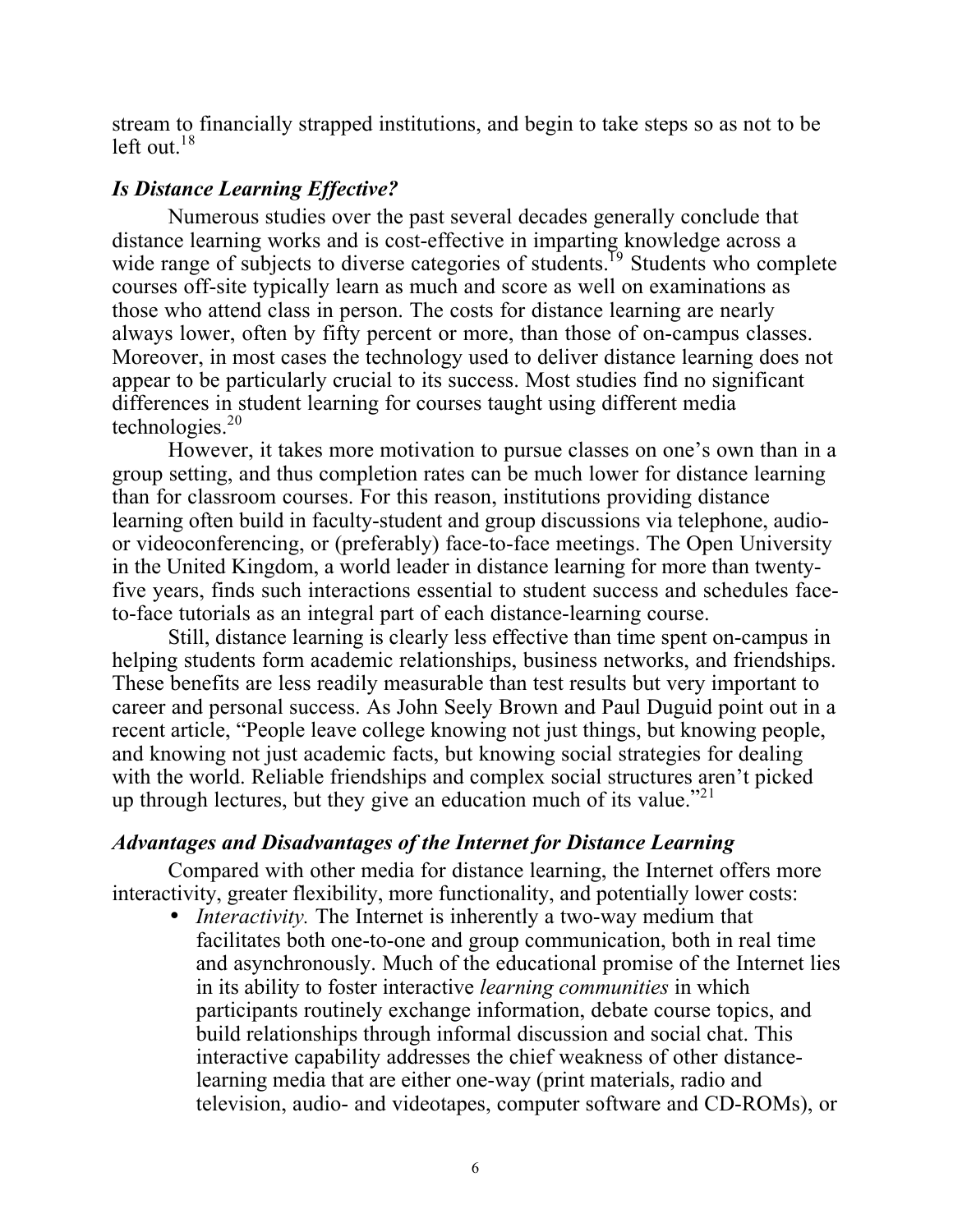stream to financially strapped institutions, and begin to take steps so as not to be left out.[18]

### *Is Distance Learning Effective?*

Numerous studies over the past several decades generally conclude that distance learning works and is cost-effective in imparting knowledge across a wide range of subjects to diverse categories of students.[19] Students who complete courses off-site typically learn as much and score as well on examinations as those who attend class in person. The costs for distance learning are nearly always lower, often by fifty percent or more, than those of on-campus classes. Moreover, in most cases the technology used to deliver distance learning does not appear to be particularly crucial to its success. Most studies find no significant differences in student learning for courses taught using different media technologies.[20]

However, it takes more motivation to pursue classes on one's own than in a group setting, and thus completion rates can be much lower for distance learning than for classroom courses. For this reason, institutions providing distance learning often build in faculty-student and group discussions via telephone, audio- or videoconferencing, or (preferably) face-to-face meetings. The Open University in the United Kingdom, a world leader in distance learning for more than twenty-five years, finds such interactions essential to student success and schedules face-to-face tutorials as an integral part of each distance-learning course.

Still, distance learning is clearly less effective than time spent on-campus in helping students form academic relationships, business networks, and friendships. These benefits are less readily measurable than test results but very important to career and personal success. As John Seely Brown and Paul Duguid point out in a recent article, "People leave college knowing not just things, but knowing people, and knowing not just academic facts, but knowing social strategies for dealing with the world. Reliable friendships and complex social structures aren't picked up through lectures, but they give an education much of its value."[21]

### *Advantages and Disadvantages of the Internet for Distance Learning*

Compared with other media for distance learning, the Internet offers more interactivity, greater flexibility, more functionality, and potentially lower costs:

- *Interactivity.* The Internet is inherently a two-way medium that facilitates both one-to-one and group communication, both in real time and asynchronously. Much of the educational promise of the Internet lies in its ability to foster interactive *learning communities* in which participants routinely exchange information, debate course topics, and build relationships through informal discussion and social chat. This interactive capability addresses the chief weakness of other distance-learning media that are either one-way (print materials, radio and television, audio- and videotapes, computer software and CD-ROMs), or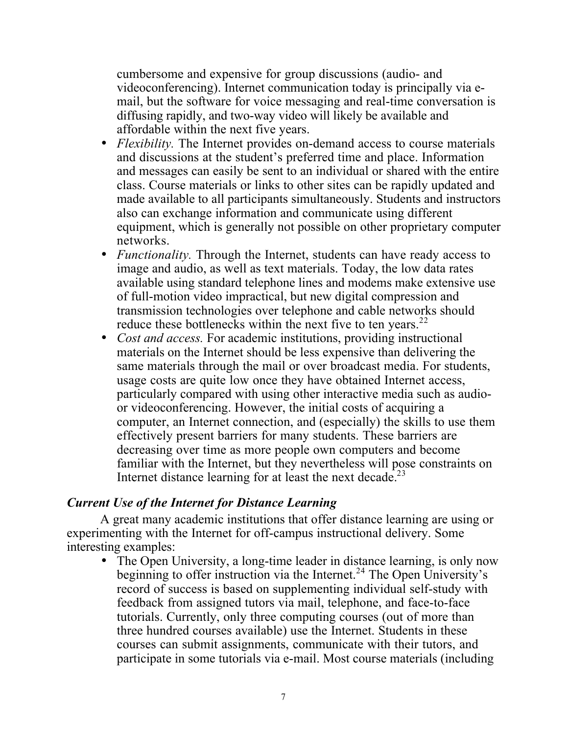cumbersome and expensive for group discussions (audio- and videoconferencing). Internet communication today is principally via e-mail, but the software for voice messaging and real-time conversation is diffusing rapidly, and two-way video will likely be available and affordable within the next five years.

- *Flexibility.* The Internet provides on-demand access to course materials and discussions at the student's preferred time and place. Information and messages can easily be sent to an individual or shared with the entire class. Course materials or links to other sites can be rapidly updated and made available to all participants simultaneously. Students and instructors also can exchange information and communicate using different equipment, which is generally not possible on other proprietary computer networks.
- *Functionality.* Through the Internet, students can have ready access to image and audio, as well as text materials. Today, the low data rates available using standard telephone lines and modems make extensive use of full-motion video impractical, but new digital compression and transmission technologies over telephone and cable networks should reduce these bottlenecks within the next five to ten years.[22]
- *Cost and access.* For academic institutions, providing instructional materials on the Internet should be less expensive than delivering the same materials through the mail or over broadcast media. For students, usage costs are quite low once they have obtained Internet access, particularly compared with using other interactive media such as audio- or videoconferencing. However, the initial costs of acquiring a computer, an Internet connection, and (especially) the skills to use them effectively present barriers for many students. These barriers are decreasing over time as more people own computers and become familiar with the Internet, but they nevertheless will pose constraints on Internet distance learning for at least the next decade.[23]

### *Current Use of the Internet for Distance Learning*

A great many academic institutions that offer distance learning are using or experimenting with the Internet for off-campus instructional delivery. Some interesting examples:

- The Open University, a long-time leader in distance learning, is only now beginning to offer instruction via the Internet.[24] The Open University's record of success is based on supplementing individual self-study with feedback from assigned tutors via mail, telephone, and face-to-face tutorials. Currently, only three computing courses (out of more than three hundred courses available) use the Internet. Students in these courses can submit assignments, communicate with their tutors, and participate in some tutorials via e-mail. Most course materials (including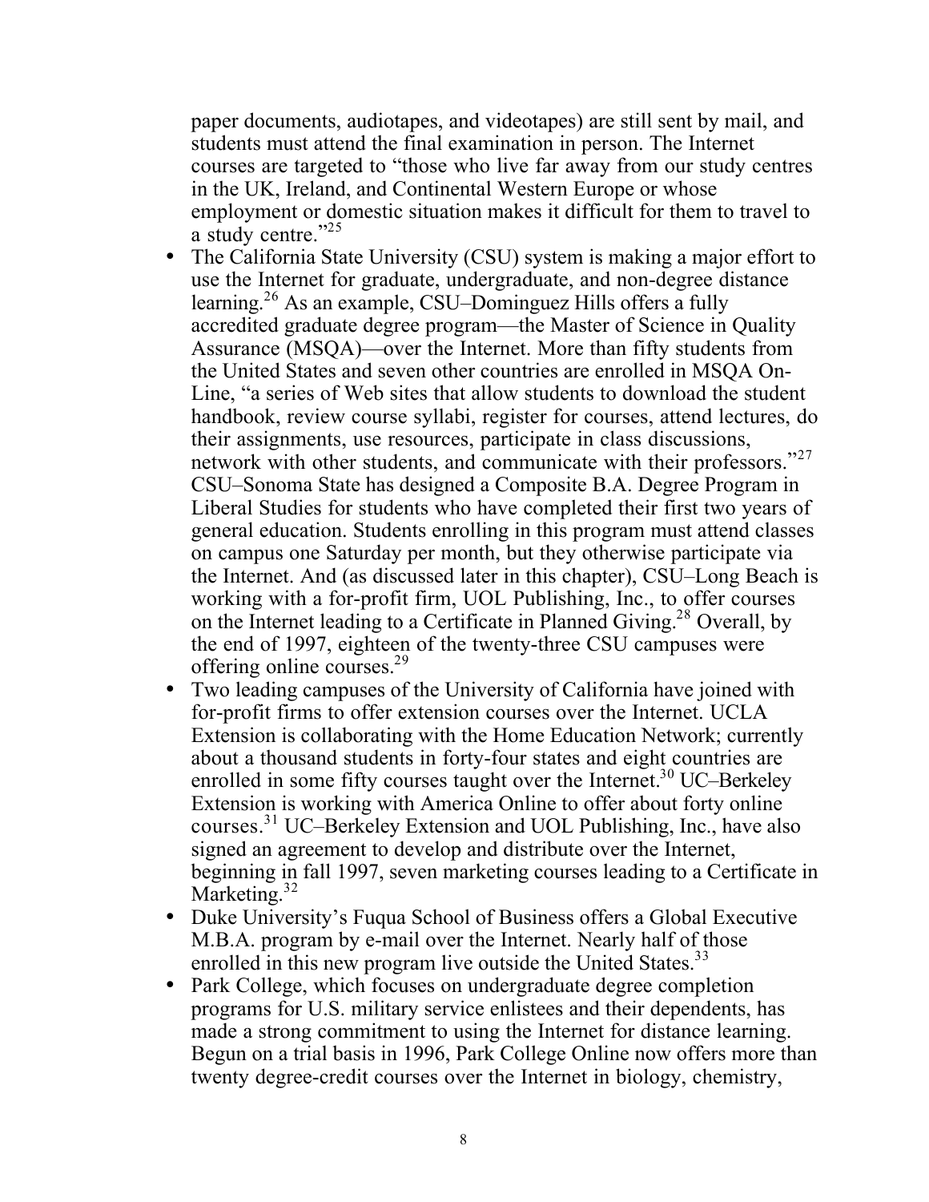paper documents, audiotapes, and videotapes) are still sent by mail, and students must attend the final examination in person. The Internet courses are targeted to "those who live far away from our study centres in the UK, Ireland, and Continental Western Europe or whose employment or domestic situation makes it difficult for them to travel to a study centre."[25]

- The California State University (CSU) system is making a major effort to use the Internet for graduate, undergraduate, and non-degree distance learning.[26] As an example, CSU–Dominguez Hills offers a fully accredited graduate degree program—the Master of Science in Quality Assurance (MSQA)—over the Internet. More than fifty students from the United States and seven other countries are enrolled in MSQA On-Line, "a series of Web sites that allow students to download the student handbook, review course syllabi, register for courses, attend lectures, do their assignments, use resources, participate in class discussions, network with other students, and communicate with their professors."[27] CSU–Sonoma State has designed a Composite B.A. Degree Program in Liberal Studies for students who have completed their first two years of general education. Students enrolling in this program must attend classes on campus one Saturday per month, but they otherwise participate via the Internet. And (as discussed later in this chapter), CSU–Long Beach is working with a for-profit firm, UOL Publishing, Inc., to offer courses on the Internet leading to a Certificate in Planned Giving.[28] Overall, by the end of 1997, eighteen of the twenty-three CSU campuses were offering online courses.[29]
- Two leading campuses of the University of California have joined with for-profit firms to offer extension courses over the Internet. UCLA Extension is collaborating with the Home Education Network; currently about a thousand students in forty-four states and eight countries are enrolled in some fifty courses taught over the Internet.[30] UC–Berkeley Extension is working with America Online to offer about forty online courses.[31] UC–Berkeley Extension and UOL Publishing, Inc., have also signed an agreement to develop and distribute over the Internet, beginning in fall 1997, seven marketing courses leading to a Certificate in Marketing.[32]
- Duke University's Fuqua School of Business offers a Global Executive M.B.A. program by e-mail over the Internet. Nearly half of those enrolled in this new program live outside the United States.[33]
- Park College, which focuses on undergraduate degree completion programs for U.S. military service enlistees and their dependents, has made a strong commitment to using the Internet for distance learning. Begun on a trial basis in 1996, Park College Online now offers more than twenty degree-credit courses over the Internet in biology, chemistry,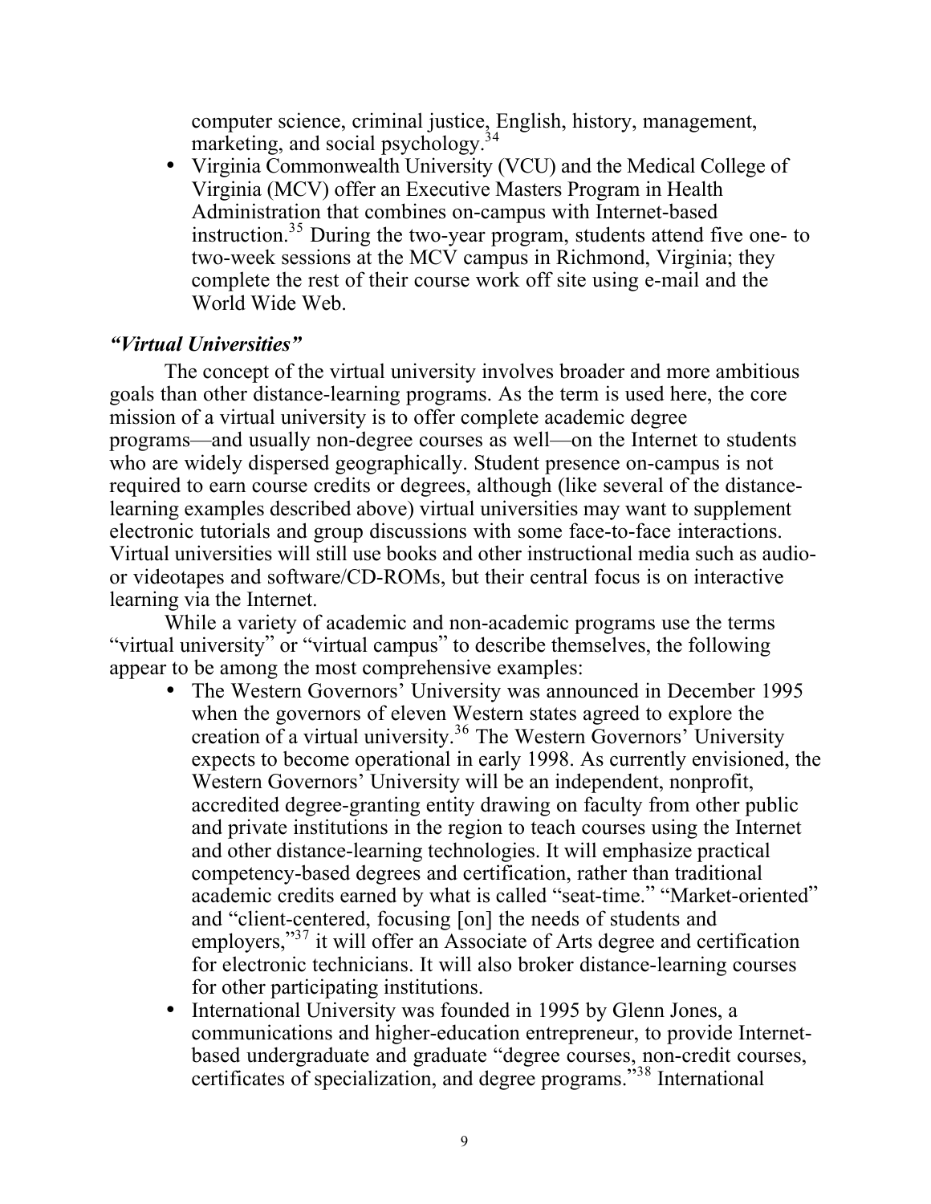computer science, criminal justice, English, history, management, marketing, and social psychology.[34]

- Virginia Commonwealth University (VCU) and the Medical College of Virginia (MCV) offer an Executive Masters Program in Health Administration that combines on-campus with Internet-based instruction.[35] During the two-year program, students attend five one- to two-week sessions at the MCV campus in Richmond, Virginia; they complete the rest of their course work off site using e-mail and the World Wide Web.

### *"Virtual Universities"*

The concept of the virtual university involves broader and more ambitious goals than other distance-learning programs. As the term is used here, the core mission of a virtual university is to offer complete academic degree programs—and usually non-degree courses as well—on the Internet to students who are widely dispersed geographically. Student presence on-campus is not required to earn course credits or degrees, although (like several of the distance-learning examples described above) virtual universities may want to supplement electronic tutorials and group discussions with some face-to-face interactions. Virtual universities will still use books and other instructional media such as audio- or videotapes and software/CD-ROMs, but their central focus is on interactive learning via the Internet.

While a variety of academic and non-academic programs use the terms "virtual university" or "virtual campus" to describe themselves, the following appear to be among the most comprehensive examples:

- The Western Governors' University was announced in December 1995 when the governors of eleven Western states agreed to explore the creation of a virtual university.[36] The Western Governors' University expects to become operational in early 1998. As currently envisioned, the Western Governors' University will be an independent, nonprofit, accredited degree-granting entity drawing on faculty from other public and private institutions in the region to teach courses using the Internet and other distance-learning technologies. It will emphasize practical competency-based degrees and certification, rather than traditional academic credits earned by what is called "seat-time." "Market-oriented" and "client-centered, focusing [on] the needs of students and employers,"[37] it will offer an Associate of Arts degree and certification for electronic technicians. It will also broker distance-learning courses for other participating institutions.
- International University was founded in 1995 by Glenn Jones, a communications and higher-education entrepreneur, to provide Internet-based undergraduate and graduate "degree courses, non-credit courses, certificates of specialization, and degree programs."[38] International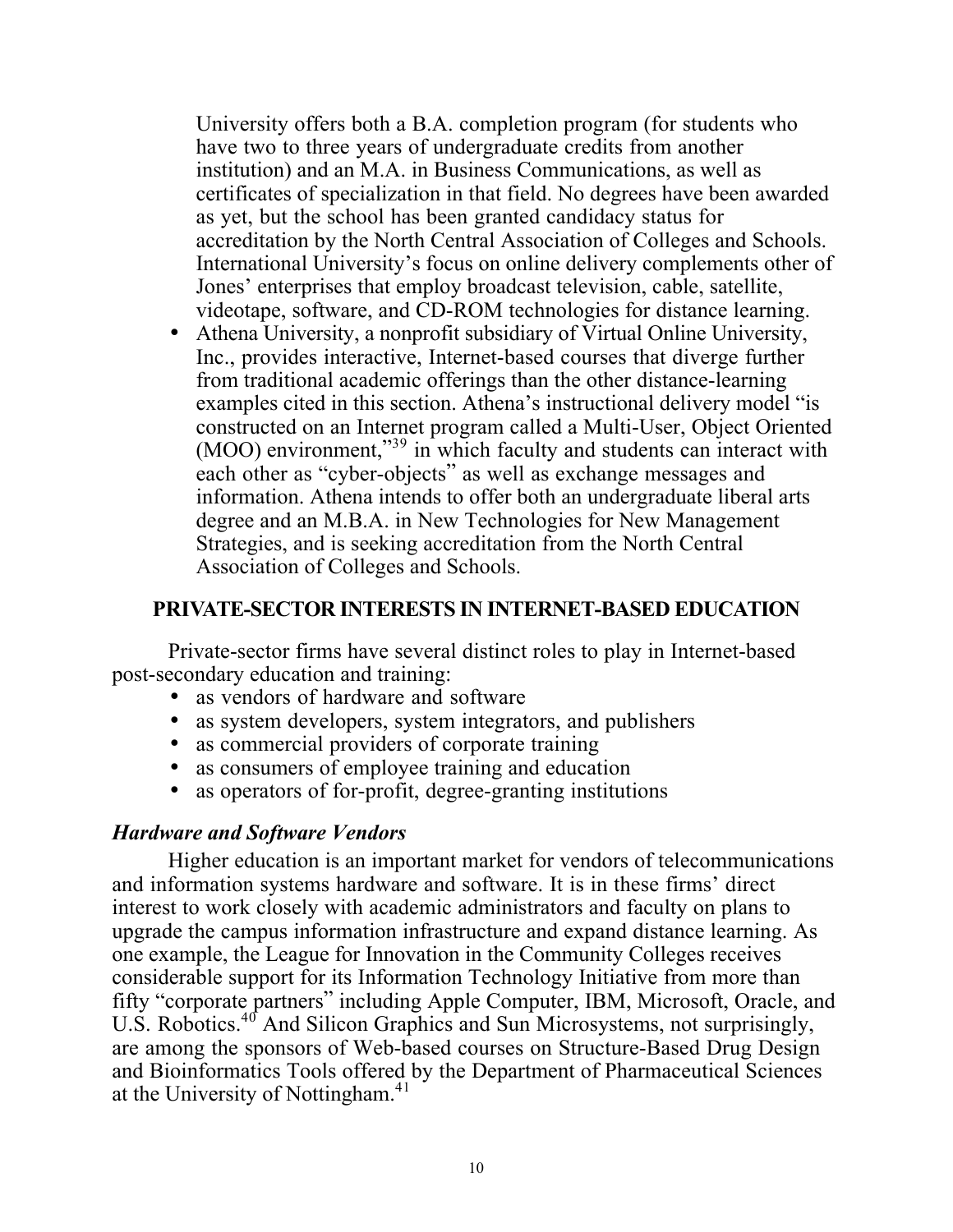University offers both a B.A. completion program (for students who have two to three years of undergraduate credits from another institution) and an M.A. in Business Communications, as well as certificates of specialization in that field. No degrees have been awarded as yet, but the school has been granted candidacy status for accreditation by the North Central Association of Colleges and Schools. International University's focus on online delivery complements other of Jones' enterprises that employ broadcast television, cable, satellite, videotape, software, and CD-ROM technologies for distance learning.

- Athena University, a nonprofit subsidiary of Virtual Online University, Inc., provides interactive, Internet-based courses that diverge further from traditional academic offerings than the other distance-learning examples cited in this section. Athena's instructional delivery model "is constructed on an Internet program called a Multi-User, Object Oriented (MOO) environment,"[39] in which faculty and students can interact with each other as "cyber-objects" as well as exchange messages and information. Athena intends to offer both an undergraduate liberal arts degree and an M.B.A. in New Technologies for New Management Strategies, and is seeking accreditation from the North Central Association of Colleges and Schools.

## PRIVATE-SECTOR INTERESTS IN INTERNET-BASED EDUCATION

Private-sector firms have several distinct roles to play in Internet-based post-secondary education and training:

- as vendors of hardware and software
- as system developers, system integrators, and publishers
- as commercial providers of corporate training
- as consumers of employee training and education
- as operators of for-profit, degree-granting institutions

### *Hardware and Software Vendors*

Higher education is an important market for vendors of telecommunications and information systems hardware and software. It is in these firms' direct interest to work closely with academic administrators and faculty on plans to upgrade the campus information infrastructure and expand distance learning. As one example, the League for Innovation in the Community Colleges receives considerable support for its Information Technology Initiative from more than fifty "corporate partners" including Apple Computer, IBM, Microsoft, Oracle, and U.S. Robotics.[40] And Silicon Graphics and Sun Microsystems, not surprisingly, are among the sponsors of Web-based courses on Structure-Based Drug Design and Bioinformatics Tools offered by the Department of Pharmaceutical Sciences at the University of Nottingham.[41]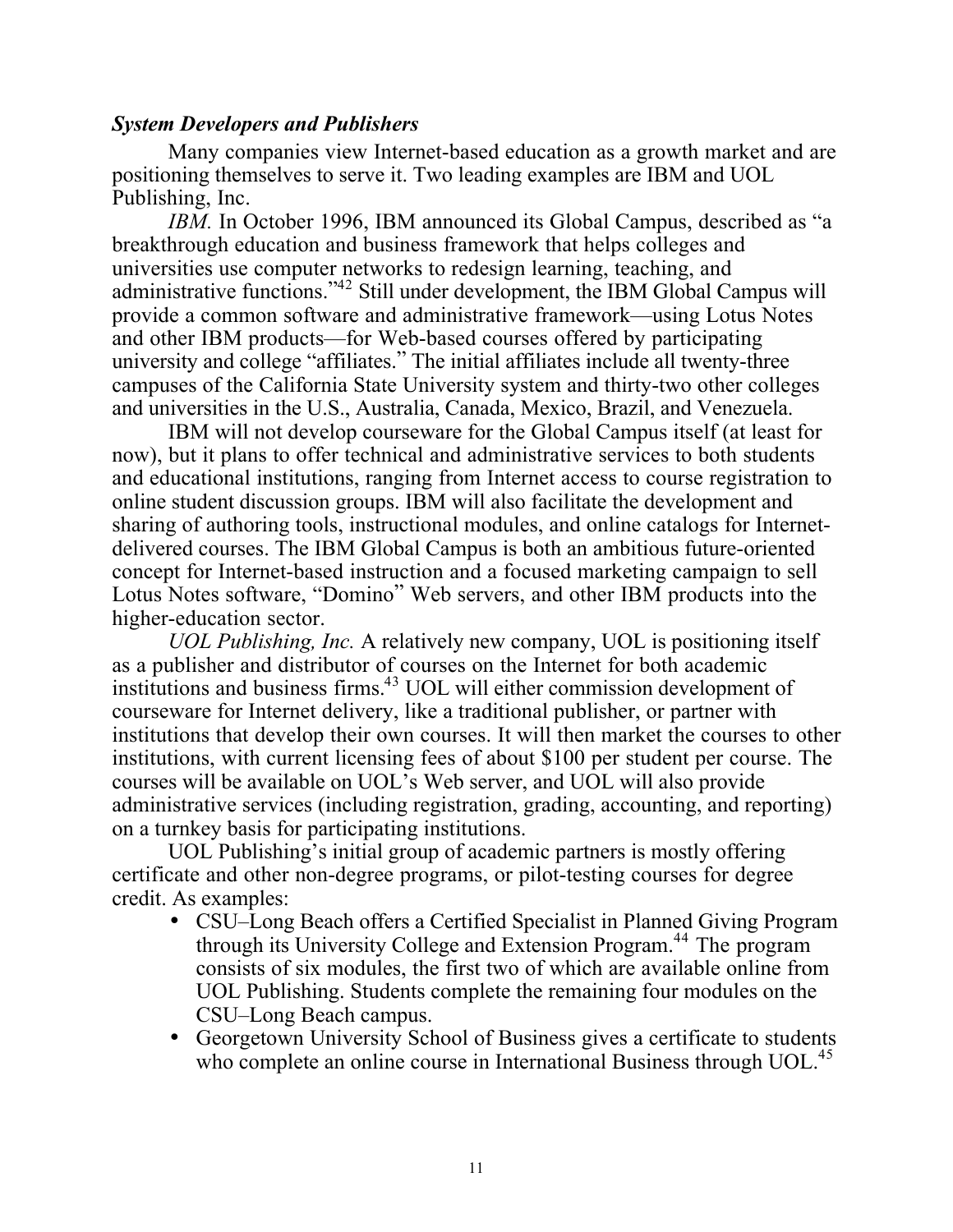### *System Developers and Publishers*

Many companies view Internet-based education as a growth market and are positioning themselves to serve it. Two leading examples are IBM and UOL Publishing, Inc.

*IBM.* In October 1996, IBM announced its Global Campus, described as "a breakthrough education and business framework that helps colleges and universities use computer networks to redesign learning, teaching, and administrative functions."[42] Still under development, the IBM Global Campus will provide a common software and administrative framework—using Lotus Notes and other IBM products—for Web-based courses offered by participating university and college "affiliates." The initial affiliates include all twenty-three campuses of the California State University system and thirty-two other colleges and universities in the U.S., Australia, Canada, Mexico, Brazil, and Venezuela.

IBM will not develop courseware for the Global Campus itself (at least for now), but it plans to offer technical and administrative services to both students and educational institutions, ranging from Internet access to course registration to online student discussion groups. IBM will also facilitate the development and sharing of authoring tools, instructional modules, and online catalogs for Internet-delivered courses. The IBM Global Campus is both an ambitious future-oriented concept for Internet-based instruction and a focused marketing campaign to sell Lotus Notes software, "Domino" Web servers, and other IBM products into the higher-education sector.

*UOL Publishing, Inc.* A relatively new company, UOL is positioning itself as a publisher and distributor of courses on the Internet for both academic institutions and business firms.[43] UOL will either commission development of courseware for Internet delivery, like a traditional publisher, or partner with institutions that develop their own courses. It will then market the courses to other institutions, with current licensing fees of about $100 per student per course. The courses will be available on UOL's Web server, and UOL will also provide administrative services (including registration, grading, accounting, and reporting) on a turnkey basis for participating institutions.

UOL Publishing's initial group of academic partners is mostly offering certificate and other non-degree programs, or pilot-testing courses for degree credit. As examples:

- CSU–Long Beach offers a Certified Specialist in Planned Giving Program through its University College and Extension Program.[44] The program consists of six modules, the first two of which are available online from UOL Publishing. Students complete the remaining four modules on the CSU–Long Beach campus.
- Georgetown University School of Business gives a certificate to students who complete an online course in International Business through UOL.[45]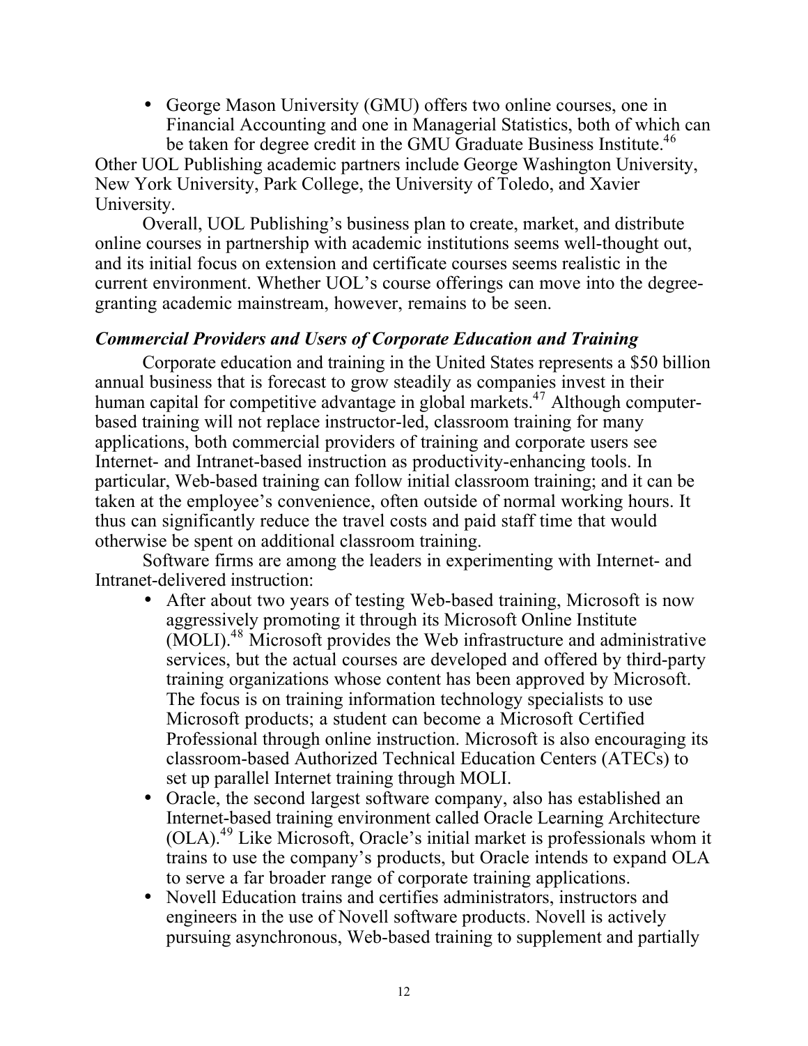- George Mason University (GMU) offers two online courses, one in Financial Accounting and one in Managerial Statistics, both of which can be taken for degree credit in the GMU Graduate Business Institute.[46]

Other UOL Publishing academic partners include George Washington University, New York University, Park College, the University of Toledo, and Xavier University.

Overall, UOL Publishing's business plan to create, market, and distribute online courses in partnership with academic institutions seems well-thought out, and its initial focus on extension and certificate courses seems realistic in the current environment. Whether UOL's course offerings can move into the degree-granting academic mainstream, however, remains to be seen.

### *Commercial Providers and Users of Corporate Education and Training*

Corporate education and training in the United States represents a $50 billion annual business that is forecast to grow steadily as companies invest in their human capital for competitive advantage in global markets.[47] Although computer-based training will not replace instructor-led, classroom training for many applications, both commercial providers of training and corporate users see Internet- and Intranet-based instruction as productivity-enhancing tools. In particular, Web-based training can follow initial classroom training; and it can be taken at the employee's convenience, often outside of normal working hours. It thus can significantly reduce the travel costs and paid staff time that would otherwise be spent on additional classroom training.

Software firms are among the leaders in experimenting with Internet- and Intranet-delivered instruction:

- After about two years of testing Web-based training, Microsoft is now aggressively promoting it through its Microsoft Online Institute (MOLI).[48] Microsoft provides the Web infrastructure and administrative services, but the actual courses are developed and offered by third-party training organizations whose content has been approved by Microsoft. The focus is on training information technology specialists to use Microsoft products; a student can become a Microsoft Certified Professional through online instruction. Microsoft is also encouraging its classroom-based Authorized Technical Education Centers (ATECs) to set up parallel Internet training through MOLI.
- Oracle, the second largest software company, also has established an Internet-based training environment called Oracle Learning Architecture (OLA).[49] Like Microsoft, Oracle's initial market is professionals whom it trains to use the company's products, but Oracle intends to expand OLA to serve a far broader range of corporate training applications.
- Novell Education trains and certifies administrators, instructors and engineers in the use of Novell software products. Novell is actively pursuing asynchronous, Web-based training to supplement and partially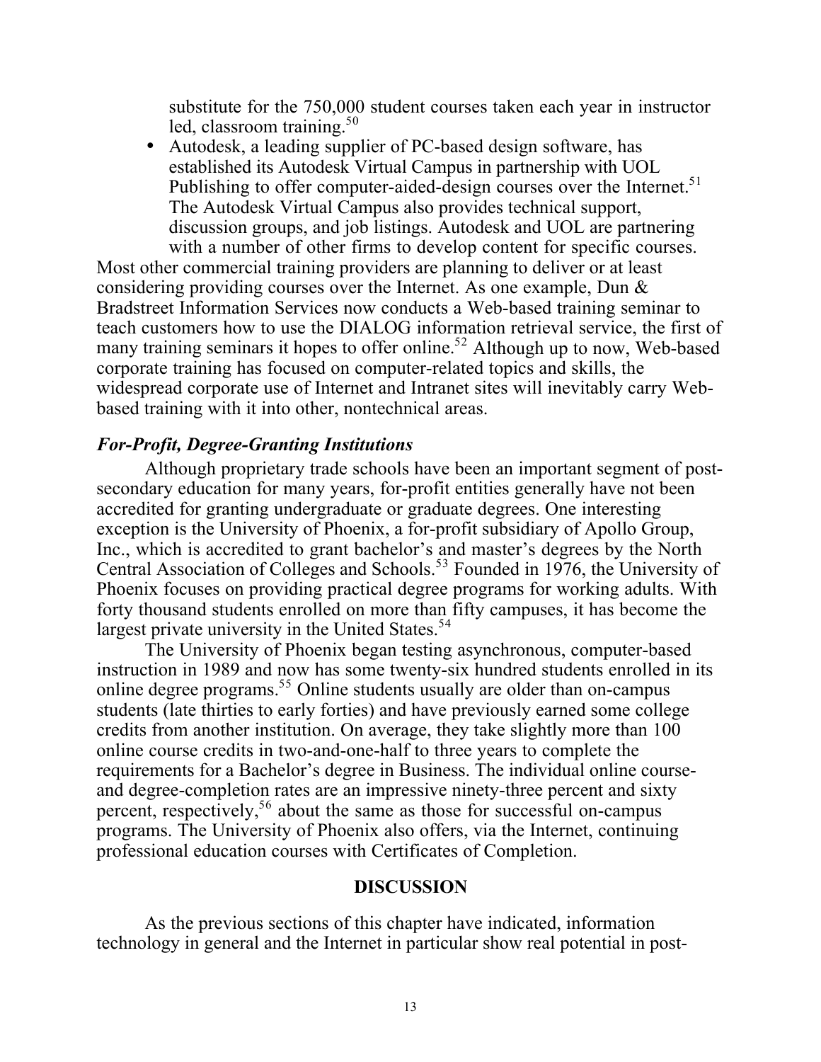substitute for the 750,000 student courses taken each year in instructor led, classroom training.[50]

- Autodesk, a leading supplier of PC-based design software, has established its Autodesk Virtual Campus in partnership with UOL Publishing to offer computer-aided-design courses over the Internet.[51] The Autodesk Virtual Campus also provides technical support, discussion groups, and job listings. Autodesk and UOL are partnering with a number of other firms to develop content for specific courses.

Most other commercial training providers are planning to deliver or at least considering providing courses over the Internet. As one example, Dun & Bradstreet Information Services now conducts a Web-based training seminar to teach customers how to use the DIALOG information retrieval service, the first of many training seminars it hopes to offer online.[52] Although up to now, Web-based corporate training has focused on computer-related topics and skills, the widespread corporate use of Internet and Intranet sites will inevitably carry Web-based training with it into other, nontechnical areas.

### *For-Profit, Degree-Granting Institutions*

Although proprietary trade schools have been an important segment of post-secondary education for many years, for-profit entities generally have not been accredited for granting undergraduate or graduate degrees. One interesting exception is the University of Phoenix, a for-profit subsidiary of Apollo Group, Inc., which is accredited to grant bachelor's and master's degrees by the North Central Association of Colleges and Schools.[53] Founded in 1976, the University of Phoenix focuses on providing practical degree programs for working adults. With forty thousand students enrolled on more than fifty campuses, it has become the largest private university in the United States.[54]

The University of Phoenix began testing asynchronous, computer-based instruction in 1989 and now has some twenty-six hundred students enrolled in its online degree programs.[55] Online students usually are older than on-campus students (late thirties to early forties) and have previously earned some college credits from another institution. On average, they take slightly more than 100 online course credits in two-and-one-half to three years to complete the requirements for a Bachelor's degree in Business. The individual online course- and degree-completion rates are an impressive ninety-three percent and sixty percent, respectively,[56] about the same as those for successful on-campus programs. The University of Phoenix also offers, via the Internet, continuing professional education courses with Certificates of Completion.

## DISCUSSION

As the previous sections of this chapter have indicated, information technology in general and the Internet in particular show real potential in post-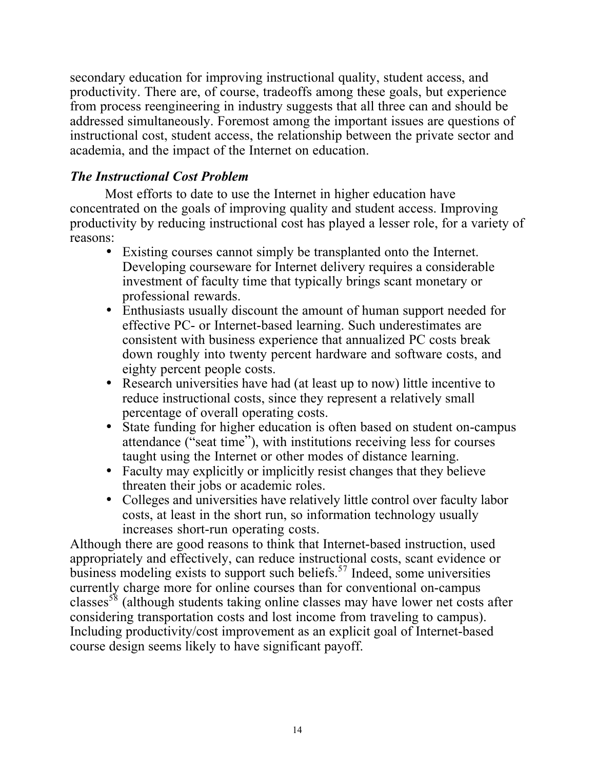secondary education for improving instructional quality, student access, and productivity. There are, of course, tradeoffs among these goals, but experience from process reengineering in industry suggests that all three can and should be addressed simultaneously. Foremost among the important issues are questions of instructional cost, student access, the relationship between the private sector and academia, and the impact of the Internet on education.

### *The Instructional Cost Problem*

Most efforts to date to use the Internet in higher education have concentrated on the goals of improving quality and student access. Improving productivity by reducing instructional cost has played a lesser role, for a variety of reasons:

- Existing courses cannot simply be transplanted onto the Internet. Developing courseware for Internet delivery requires a considerable investment of faculty time that typically brings scant monetary or professional rewards.
- Enthusiasts usually discount the amount of human support needed for effective PC- or Internet-based learning. Such underestimates are consistent with business experience that annualized PC costs break down roughly into twenty percent hardware and software costs, and eighty percent people costs.
- Research universities have had (at least up to now) little incentive to reduce instructional costs, since they represent a relatively small percentage of overall operating costs.
- State funding for higher education is often based on student on-campus attendance ("seat time"), with institutions receiving less for courses taught using the Internet or other modes of distance learning.
- Faculty may explicitly or implicitly resist changes that they believe threaten their jobs or academic roles.
- Colleges and universities have relatively little control over faculty labor costs, at least in the short run, so information technology usually increases short-run operating costs.

Although there are good reasons to think that Internet-based instruction, used appropriately and effectively, can reduce instructional costs, scant evidence or business modeling exists to support such beliefs.[57] Indeed, some universities currently charge more for online courses than for conventional on-campus classes[58] (although students taking online classes may have lower net costs after considering transportation costs and lost income from traveling to campus). Including productivity/cost improvement as an explicit goal of Internet-based course design seems likely to have significant payoff.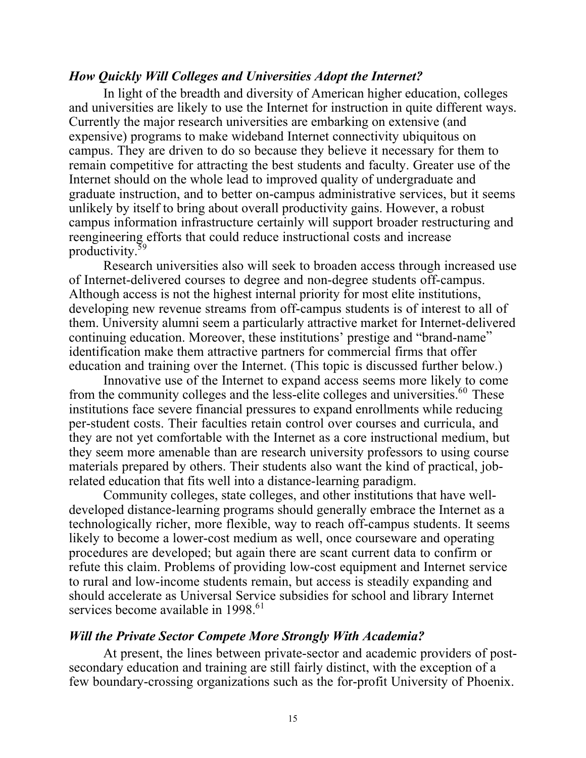### *How Quickly Will Colleges and Universities Adopt the Internet?*

In light of the breadth and diversity of American higher education, colleges and universities are likely to use the Internet for instruction in quite different ways. Currently the major research universities are embarking on extensive (and expensive) programs to make wideband Internet connectivity ubiquitous on campus. They are driven to do so because they believe it necessary for them to remain competitive for attracting the best students and faculty. Greater use of the Internet should on the whole lead to improved quality of undergraduate and graduate instruction, and to better on-campus administrative services, but it seems unlikely by itself to bring about overall productivity gains. However, a robust campus information infrastructure certainly will support broader restructuring and reengineering efforts that could reduce instructional costs and increase productivity.[59]

Research universities also will seek to broaden access through increased use of Internet-delivered courses to degree and non-degree students off-campus. Although access is not the highest internal priority for most elite institutions, developing new revenue streams from off-campus students is of interest to all of them. University alumni seem a particularly attractive market for Internet-delivered continuing education. Moreover, these institutions' prestige and "brand-name" identification make them attractive partners for commercial firms that offer education and training over the Internet. (This topic is discussed further below.)

Innovative use of the Internet to expand access seems more likely to come from the community colleges and the less-elite colleges and universities.[60] These institutions face severe financial pressures to expand enrollments while reducing per-student costs. Their faculties retain control over courses and curricula, and they are not yet comfortable with the Internet as a core instructional medium, but they seem more amenable than are research university professors to using course materials prepared by others. Their students also want the kind of practical, job-related education that fits well into a distance-learning paradigm.

Community colleges, state colleges, and other institutions that have well-developed distance-learning programs should generally embrace the Internet as a technologically richer, more flexible, way to reach off-campus students. It seems likely to become a lower-cost medium as well, once courseware and operating procedures are developed; but again there are scant current data to confirm or refute this claim. Problems of providing low-cost equipment and Internet service to rural and low-income students remain, but access is steadily expanding and should accelerate as Universal Service subsidies for school and library Internet services become available in 1998.[61]

### *Will the Private Sector Compete More Strongly With Academia?*

At present, the lines between private-sector and academic providers of post-secondary education and training are still fairly distinct, with the exception of a few boundary-crossing organizations such as the for-profit University of Phoenix.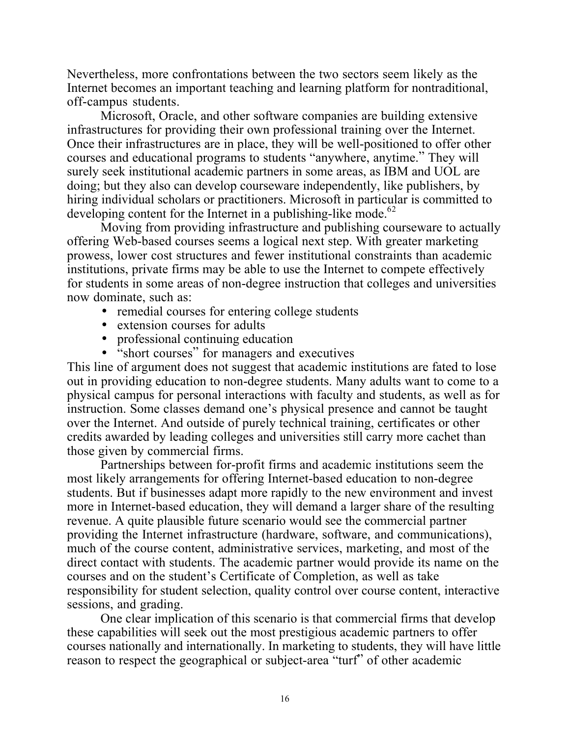Nevertheless, more confrontations between the two sectors seem likely as the Internet becomes an important teaching and learning platform for nontraditional, off-campus students.

Microsoft, Oracle, and other software companies are building extensive infrastructures for providing their own professional training over the Internet. Once their infrastructures are in place, they will be well-positioned to offer other courses and educational programs to students "anywhere, anytime." They will surely seek institutional academic partners in some areas, as IBM and UOL are doing; but they also can develop courseware independently, like publishers, by hiring individual scholars or practitioners. Microsoft in particular is committed to developing content for the Internet in a publishing-like mode.[62]

Moving from providing infrastructure and publishing courseware to actually offering Web-based courses seems a logical next step. With greater marketing prowess, lower cost structures and fewer institutional constraints than academic institutions, private firms may be able to use the Internet to compete effectively for students in some areas of non-degree instruction that colleges and universities now dominate, such as:

- remedial courses for entering college students
- extension courses for adults
- professional continuing education
- "short courses" for managers and executives

This line of argument does not suggest that academic institutions are fated to lose out in providing education to non-degree students. Many adults want to come to a physical campus for personal interactions with faculty and students, as well as for instruction. Some classes demand one's physical presence and cannot be taught over the Internet. And outside of purely technical training, certificates or other credits awarded by leading colleges and universities still carry more cachet than those given by commercial firms.

Partnerships between for-profit firms and academic institutions seem the most likely arrangements for offering Internet-based education to non-degree students. But if businesses adapt more rapidly to the new environment and invest more in Internet-based education, they will demand a larger share of the resulting revenue. A quite plausible future scenario would see the commercial partner providing the Internet infrastructure (hardware, software, and communications), much of the course content, administrative services, marketing, and most of the direct contact with students. The academic partner would provide its name on the courses and on the student's Certificate of Completion, as well as take responsibility for student selection, quality control over course content, interactive sessions, and grading.

One clear implication of this scenario is that commercial firms that develop these capabilities will seek out the most prestigious academic partners to offer courses nationally and internationally. In marketing to students, they will have little reason to respect the geographical or subject-area "turf" of other academic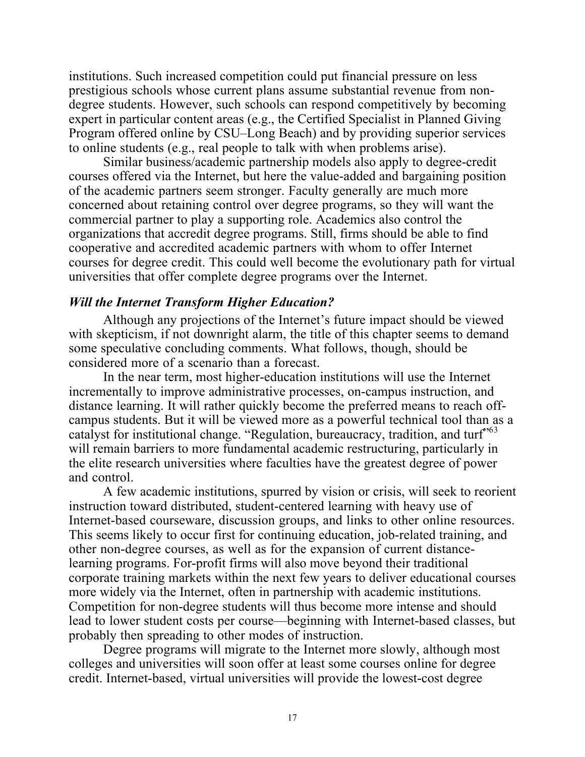institutions. Such increased competition could put financial pressure on less prestigious schools whose current plans assume substantial revenue from non-degree students. However, such schools can respond competitively by becoming expert in particular content areas (e.g., the Certified Specialist in Planned Giving Program offered online by CSU–Long Beach) and by providing superior services to online students (e.g., real people to talk with when problems arise).

Similar business/academic partnership models also apply to degree-credit courses offered via the Internet, but here the value-added and bargaining position of the academic partners seem stronger. Faculty generally are much more concerned about retaining control over degree programs, so they will want the commercial partner to play a supporting role. Academics also control the organizations that accredit degree programs. Still, firms should be able to find cooperative and accredited academic partners with whom to offer Internet courses for degree credit. This could well become the evolutionary path for virtual universities that offer complete degree programs over the Internet.

### *Will the Internet Transform Higher Education?*

Although any projections of the Internet's future impact should be viewed with skepticism, if not downright alarm, the title of this chapter seems to demand some speculative concluding comments. What follows, though, should be considered more of a scenario than a forecast.

In the near term, most higher-education institutions will use the Internet incrementally to improve administrative processes, on-campus instruction, and distance learning. It will rather quickly become the preferred means to reach off-campus students. But it will be viewed more as a powerful technical tool than as a catalyst for institutional change. "Regulation, bureaucracy, tradition, and turf"[63] will remain barriers to more fundamental academic restructuring, particularly in the elite research universities where faculties have the greatest degree of power and control.

A few academic institutions, spurred by vision or crisis, will seek to reorient instruction toward distributed, student-centered learning with heavy use of Internet-based courseware, discussion groups, and links to other online resources. This seems likely to occur first for continuing education, job-related training, and other non-degree courses, as well as for the expansion of current distance-learning programs. For-profit firms will also move beyond their traditional corporate training markets within the next few years to deliver educational courses more widely via the Internet, often in partnership with academic institutions. Competition for non-degree students will thus become more intense and should lead to lower student costs per course—beginning with Internet-based classes, but probably then spreading to other modes of instruction.

Degree programs will migrate to the Internet more slowly, although most colleges and universities will soon offer at least some courses online for degree credit. Internet-based, virtual universities will provide the lowest-cost degree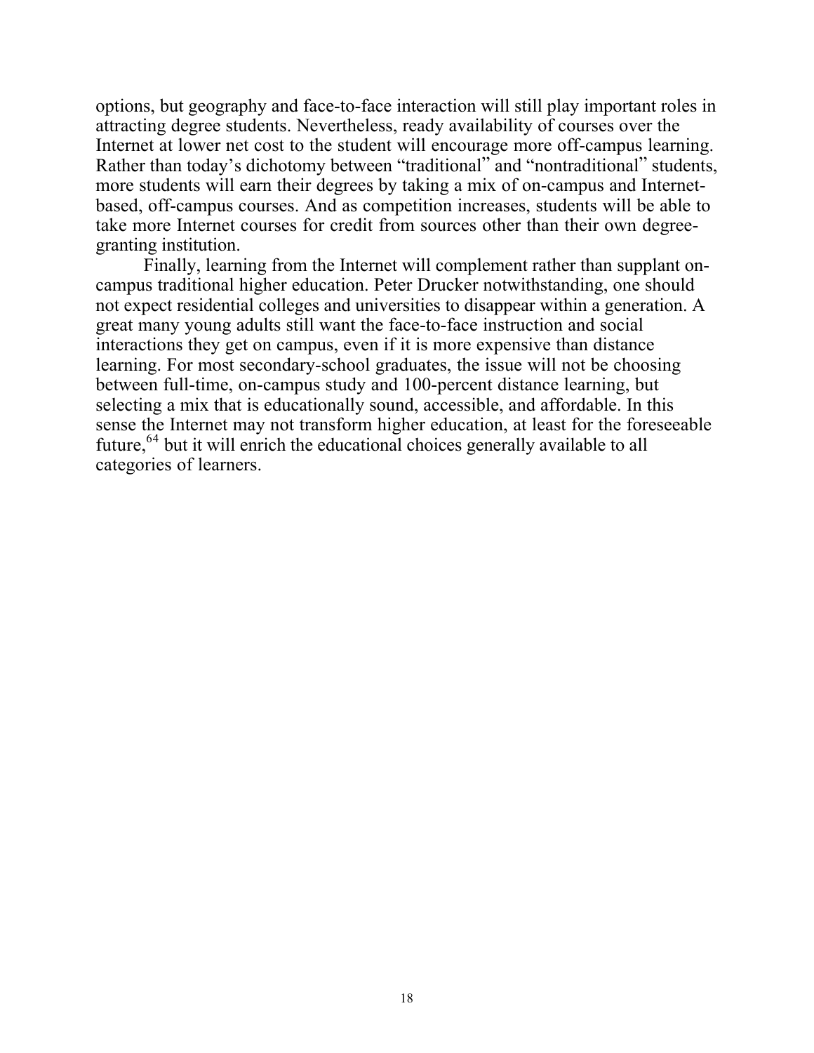options, but geography and face-to-face interaction will still play important roles in attracting degree students. Nevertheless, ready availability of courses over the Internet at lower net cost to the student will encourage more off-campus learning. Rather than today's dichotomy between "traditional" and "nontraditional" students, more students will earn their degrees by taking a mix of on-campus and Internet-based, off-campus courses. And as competition increases, students will be able to take more Internet courses for credit from sources other than their own degree-granting institution.

Finally, learning from the Internet will complement rather than supplant on-campus traditional higher education. Peter Drucker notwithstanding, one should not expect residential colleges and universities to disappear within a generation. A great many young adults still want the face-to-face instruction and social interactions they get on campus, even if it is more expensive than distance learning. For most secondary-school graduates, the issue will not be choosing between full-time, on-campus study and 100-percent distance learning, but selecting a mix that is educationally sound, accessible, and affordable. In this sense the Internet may not transform higher education, at least for the foreseeable future,[64] but it will enrich the educational choices generally available to all categories of learners.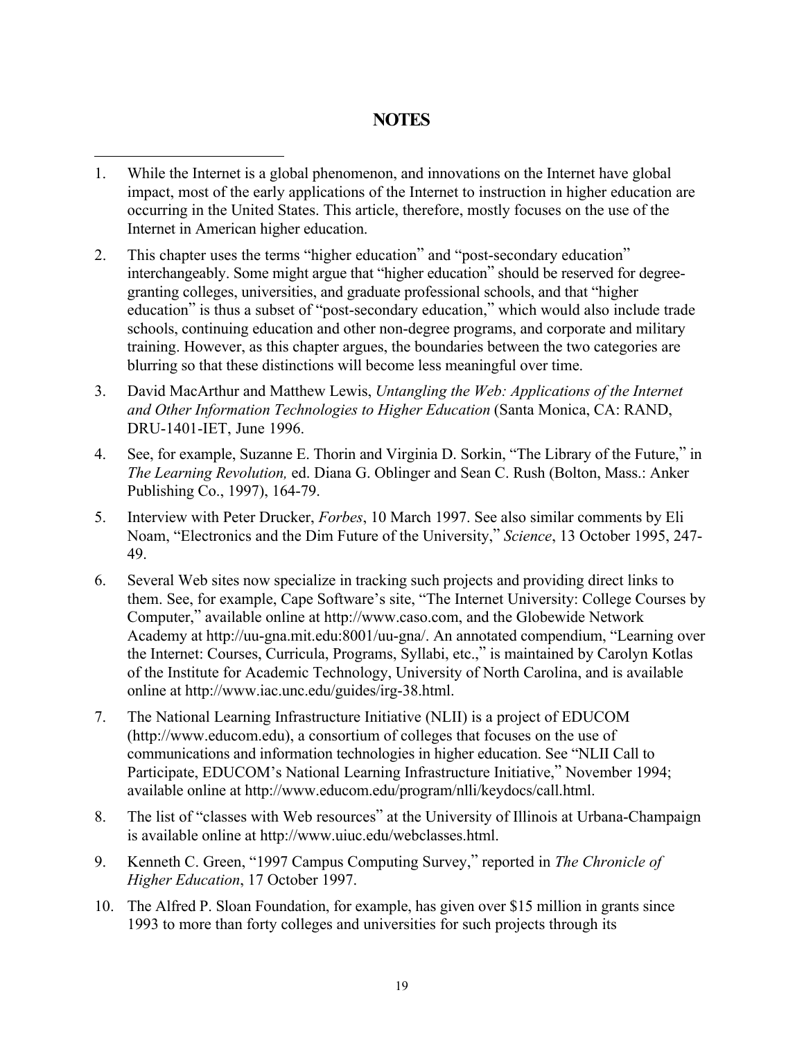## NOTES

1. While the Internet is a global phenomenon, and innovations on the Internet have global impact, most of the early applications of the Internet to instruction in higher education are occurring in the United States. This article, therefore, mostly focuses on the use of the Internet in American higher education.

2. This chapter uses the terms "higher education" and "post-secondary education" interchangeably. Some might argue that "higher education" should be reserved for degree-granting colleges, universities, and graduate professional schools, and that "higher education" is thus a subset of "post-secondary education," which would also include trade schools, continuing education and other non-degree programs, and corporate and military training. However, as this chapter argues, the boundaries between the two categories are blurring so that these distinctions will become less meaningful over time.

3. David MacArthur and Matthew Lewis, *Untangling the Web: Applications of the Internet and Other Information Technologies to Higher Education* (Santa Monica, CA: RAND, DRU-1401-IET, June 1996.

4. See, for example, Suzanne E. Thorin and Virginia D. Sorkin, "The Library of the Future," in *The Learning Revolution,* ed. Diana G. Oblinger and Sean C. Rush (Bolton, Mass.: Anker Publishing Co., 1997), 164-79.

5. Interview with Peter Drucker, *Forbes*, 10 March 1997. See also similar comments by Eli Noam, "Electronics and the Dim Future of the University," *Science*, 13 October 1995, 247-49.

6. Several Web sites now specialize in tracking such projects and providing direct links to them. See, for example, Cape Software's site, "The Internet University: College Courses by Computer," available online at http://www.caso.com, and the Globewide Network Academy at http://uu-gna.mit.edu:8001/uu-gna/. An annotated compendium, "Learning over the Internet: Courses, Curricula, Programs, Syllabi, etc.," is maintained by Carolyn Kotlas of the Institute for Academic Technology, University of North Carolina, and is available online at http://www.iac.unc.edu/guides/irg-38.html.

7. The National Learning Infrastructure Initiative (NLII) is a project of EDUCOM (http://www.educom.edu), a consortium of colleges that focuses on the use of communications and information technologies in higher education. See "NLII Call to Participate, EDUCOM's National Learning Infrastructure Initiative," November 1994; available online at http://www.educom.edu/program/nlli/keydocs/call.html.

8. The list of "classes with Web resources" at the University of Illinois at Urbana-Champaign is available online at http://www.uiuc.edu/webclasses.html.

9. Kenneth C. Green, "1997 Campus Computing Survey," reported in *The Chronicle of Higher Education*, 17 October 1997.

10. The Alfred P. Sloan Foundation, for example, has given over $15 million in grants since 1993 to more than forty colleges and universities for such projects through its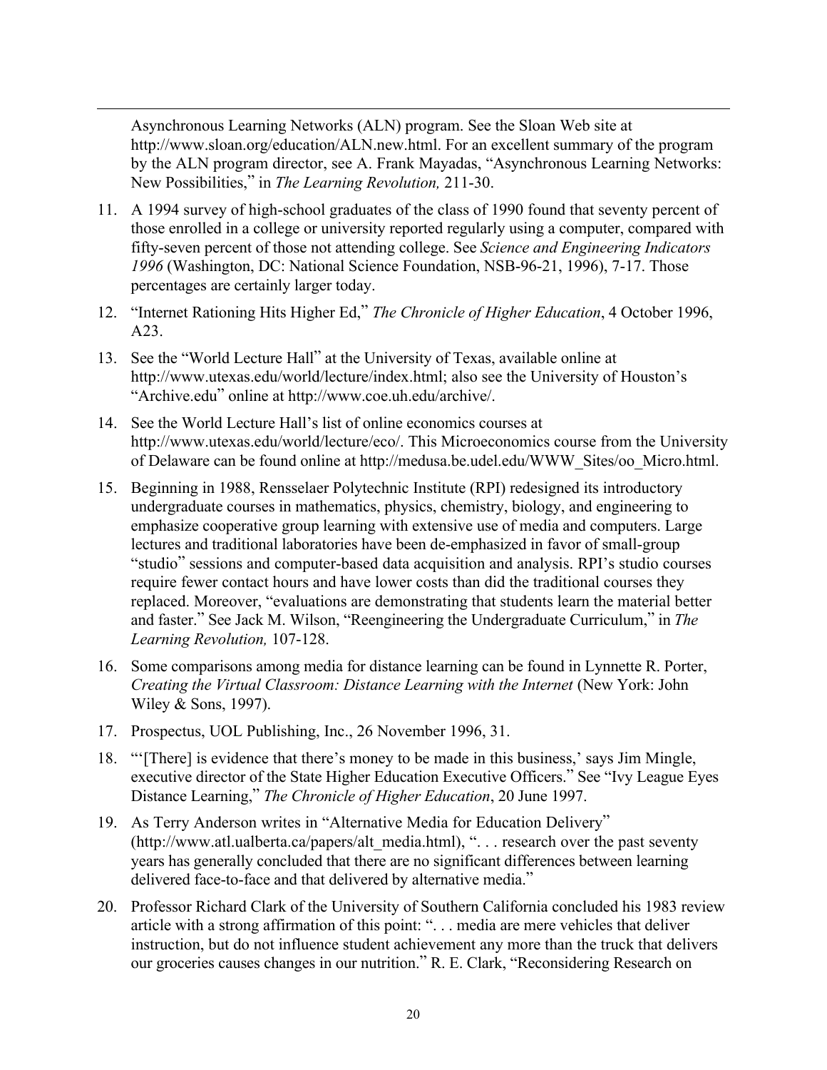Asynchronous Learning Networks (ALN) program. See the Sloan Web site at http://www.sloan.org/education/ALN.new.html. For an excellent summary of the program by the ALN program director, see A. Frank Mayadas, "Asynchronous Learning Networks: New Possibilities," in *The Learning Revolution,* 211-30.

11. A 1994 survey of high-school graduates of the class of 1990 found that seventy percent of those enrolled in a college or university reported regularly using a computer, compared with fifty-seven percent of those not attending college. See *Science and Engineering Indicators 1996* (Washington, DC: National Science Foundation, NSB-96-21, 1996), 7-17. Those percentages are certainly larger today.

12. "Internet Rationing Hits Higher Ed," *The Chronicle of Higher Education*, 4 October 1996, A23.

13. See the "World Lecture Hall" at the University of Texas, available online at http://www.utexas.edu/world/lecture/index.html; also see the University of Houston's "Archive.edu" online at http://www.coe.uh.edu/archive/.

14. See the World Lecture Hall's list of online economics courses at http://www.utexas.edu/world/lecture/eco/. This Microeconomics course from the University of Delaware can be found online at http://medusa.be.udel.edu/WWW_Sites/oo_Micro.html.

15. Beginning in 1988, Rensselaer Polytechnic Institute (RPI) redesigned its introductory undergraduate courses in mathematics, physics, chemistry, biology, and engineering to emphasize cooperative group learning with extensive use of media and computers. Large lectures and traditional laboratories have been de-emphasized in favor of small-group "studio" sessions and computer-based data acquisition and analysis. RPI's studio courses require fewer contact hours and have lower costs than did the traditional courses they replaced. Moreover, "evaluations are demonstrating that students learn the material better and faster." See Jack M. Wilson, "Reengineering the Undergraduate Curriculum," in *The Learning Revolution,* 107-128.

16. Some comparisons among media for distance learning can be found in Lynnette R. Porter, *Creating the Virtual Classroom: Distance Learning with the Internet* (New York: John Wiley & Sons, 1997).

17. Prospectus, UOL Publishing, Inc., 26 November 1996, 31.

18. "'[There] is evidence that there's money to be made in this business,' says Jim Mingle, executive director of the State Higher Education Executive Officers." See "Ivy League Eyes Distance Learning," *The Chronicle of Higher Education*, 20 June 1997.

19. As Terry Anderson writes in "Alternative Media for Education Delivery" (http://www.atl.ualberta.ca/papers/alt_media.html), ". . . research over the past seventy years has generally concluded that there are no significant differences between learning delivered face-to-face and that delivered by alternative media."

20. Professor Richard Clark of the University of Southern California concluded his 1983 review article with a strong affirmation of this point: ". . . media are mere vehicles that deliver instruction, but do not influence student achievement any more than the truck that delivers our groceries causes changes in our nutrition." R. E. Clark, "Reconsidering Research on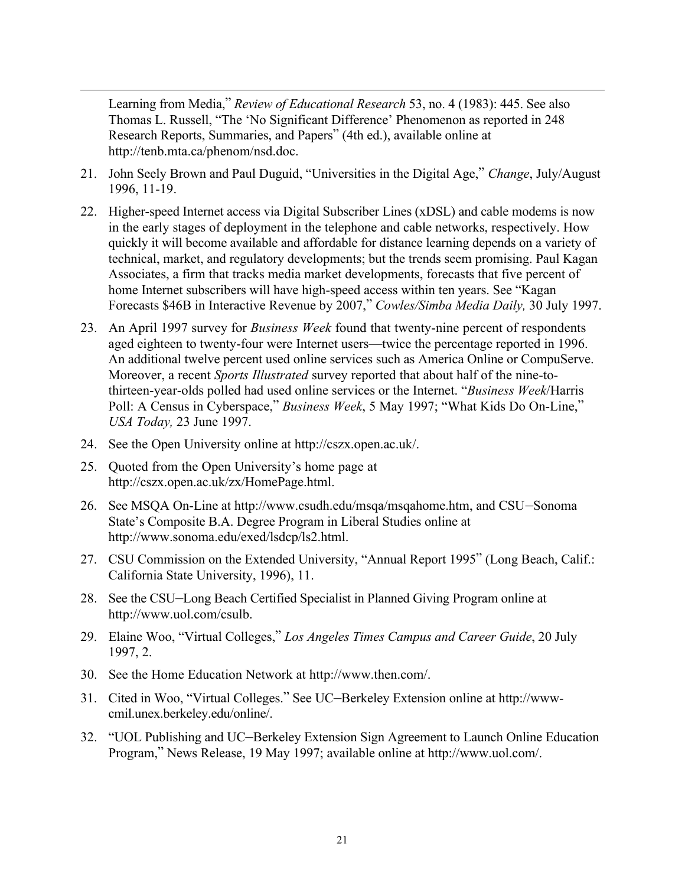Learning from Media," *Review of Educational Research* 53, no. 4 (1983): 445. See also Thomas L. Russell, "The 'No Significant Difference' Phenomenon as reported in 248 Research Reports, Summaries, and Papers" (4th ed.), available online at http://tenb.mta.ca/phenom/nsd.doc.

21. John Seely Brown and Paul Duguid, "Universities in the Digital Age," *Change*, July/August 1996, 11-19.

22. Higher-speed Internet access via Digital Subscriber Lines (xDSL) and cable modems is now in the early stages of deployment in the telephone and cable networks, respectively. How quickly it will become available and affordable for distance learning depends on a variety of technical, market, and regulatory developments; but the trends seem promising. Paul Kagan Associates, a firm that tracks media market developments, forecasts that five percent of home Internet subscribers will have high-speed access within ten years. See "Kagan Forecasts $46B in Interactive Revenue by 2007," *Cowles/Simba Media Daily,* 30 July 1997.

23. An April 1997 survey for *Business Week* found that twenty-nine percent of respondents aged eighteen to twenty-four were Internet users—twice the percentage reported in 1996. An additional twelve percent used online services such as America Online or CompuServe. Moreover, a recent *Sports Illustrated* survey reported that about half of the nine-to-thirteen-year-olds polled had used online services or the Internet. "*Business Week*/Harris Poll: A Census in Cyberspace," *Business Week*, 5 May 1997; "What Kids Do On-Line," *USA Today,* 23 June 1997.

24. See the Open University online at http://cszx.open.ac.uk/.

25. Quoted from the Open University's home page at http://cszx.open.ac.uk/zx/HomePage.html.

26. See MSQA On-Line at http://www.csudh.edu/msqa/msqahome.htm, and CSU–Sonoma State's Composite B.A. Degree Program in Liberal Studies online at http://www.sonoma.edu/exed/lsdcp/ls2.html.

27. CSU Commission on the Extended University, "Annual Report 1995" (Long Beach, Calif.: California State University, 1996), 11.

28. See the CSU–Long Beach Certified Specialist in Planned Giving Program online at http://www.uol.com/csulb.

29. Elaine Woo, "Virtual Colleges," *Los Angeles Times Campus and Career Guide*, 20 July 1997, 2.

30. See the Home Education Network at http://www.then.com/.

31. Cited in Woo, "Virtual Colleges." See UC–Berkeley Extension online at http://www-cmil.unex.berkeley.edu/online/.

32. "UOL Publishing and UC–Berkeley Extension Sign Agreement to Launch Online Education Program," News Release, 19 May 1997; available online at http://www.uol.com/.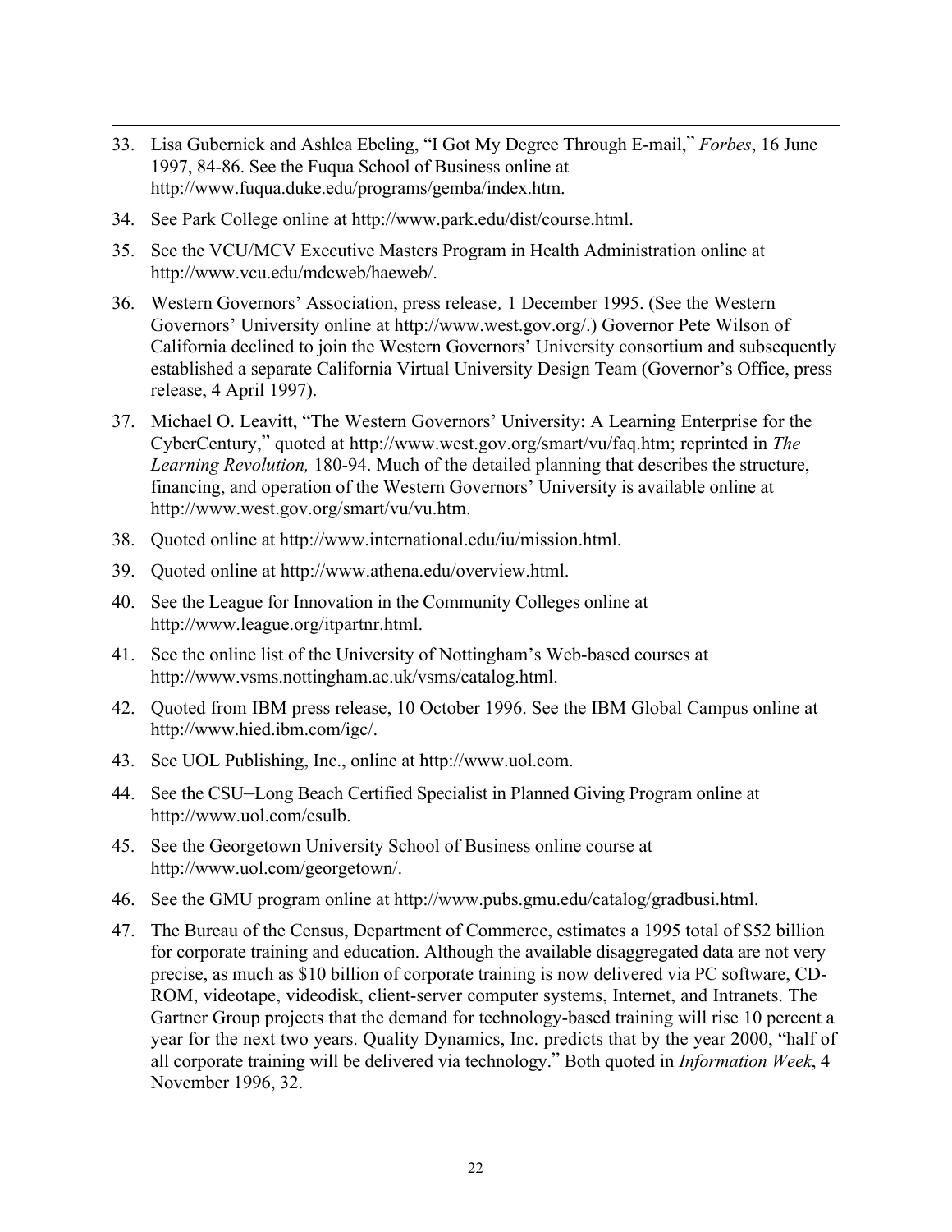33. Lisa Gubernick and Ashlea Ebeling, "I Got My Degree Through E-mail," *Forbes*, 16 June 1997, 84-86. See the Fuqua School of Business online at http://www.fuqua.duke.edu/programs/gemba/index.htm.

34. See Park College online at http://www.park.edu/dist/course.html.

35. See the VCU/MCV Executive Masters Program in Health Administration online at http://www.vcu.edu/mdcweb/haeweb/.

36. Western Governors' Association, press release, 1 December 1995. (See the Western Governors' University online at http://www.west.gov.org/.) Governor Pete Wilson of California declined to join the Western Governors' University consortium and subsequently established a separate California Virtual University Design Team (Governor's Office, press release, 4 April 1997).

37. Michael O. Leavitt, "The Western Governors' University: A Learning Enterprise for the CyberCentury," quoted at http://www.west.gov.org/smart/vu/faq.htm; reprinted in *The Learning Revolution,* 180-94. Much of the detailed planning that describes the structure, financing, and operation of the Western Governors' University is available online at http://www.west.gov.org/smart/vu/vu.htm.

38. Quoted online at http://www.international.edu/iu/mission.html.

39. Quoted online at http://www.athena.edu/overview.html.

40. See the League for Innovation in the Community Colleges online at http://www.league.org/itpartnr.html.

41. See the online list of the University of Nottingham's Web-based courses at http://www.vsms.nottingham.ac.uk/vsms/catalog.html.

42. Quoted from IBM press release, 10 October 1996. See the IBM Global Campus online at http://www.hied.ibm.com/igc/.

43. See UOL Publishing, Inc., online at http://www.uol.com.

44. See the CSU–Long Beach Certified Specialist in Planned Giving Program online at http://www.uol.com/csulb.

45. See the Georgetown University School of Business online course at http://www.uol.com/georgetown/.

46. See the GMU program online at http://www.pubs.gmu.edu/catalog/gradbusi.html.

47. The Bureau of the Census, Department of Commerce, estimates a 1995 total of $52 billion for corporate training and education. Although the available disaggregated data are not very precise, as much as $10 billion of corporate training is now delivered via PC software, CD-ROM, videotape, videodisk, client-server computer systems, Internet, and Intranets. The Gartner Group projects that the demand for technology-based training will rise 10 percent a year for the next two years. Quality Dynamics, Inc. predicts that by the year 2000, "half of all corporate training will be delivered via technology." Both quoted in *Information Week*, 4 November 1996, 32.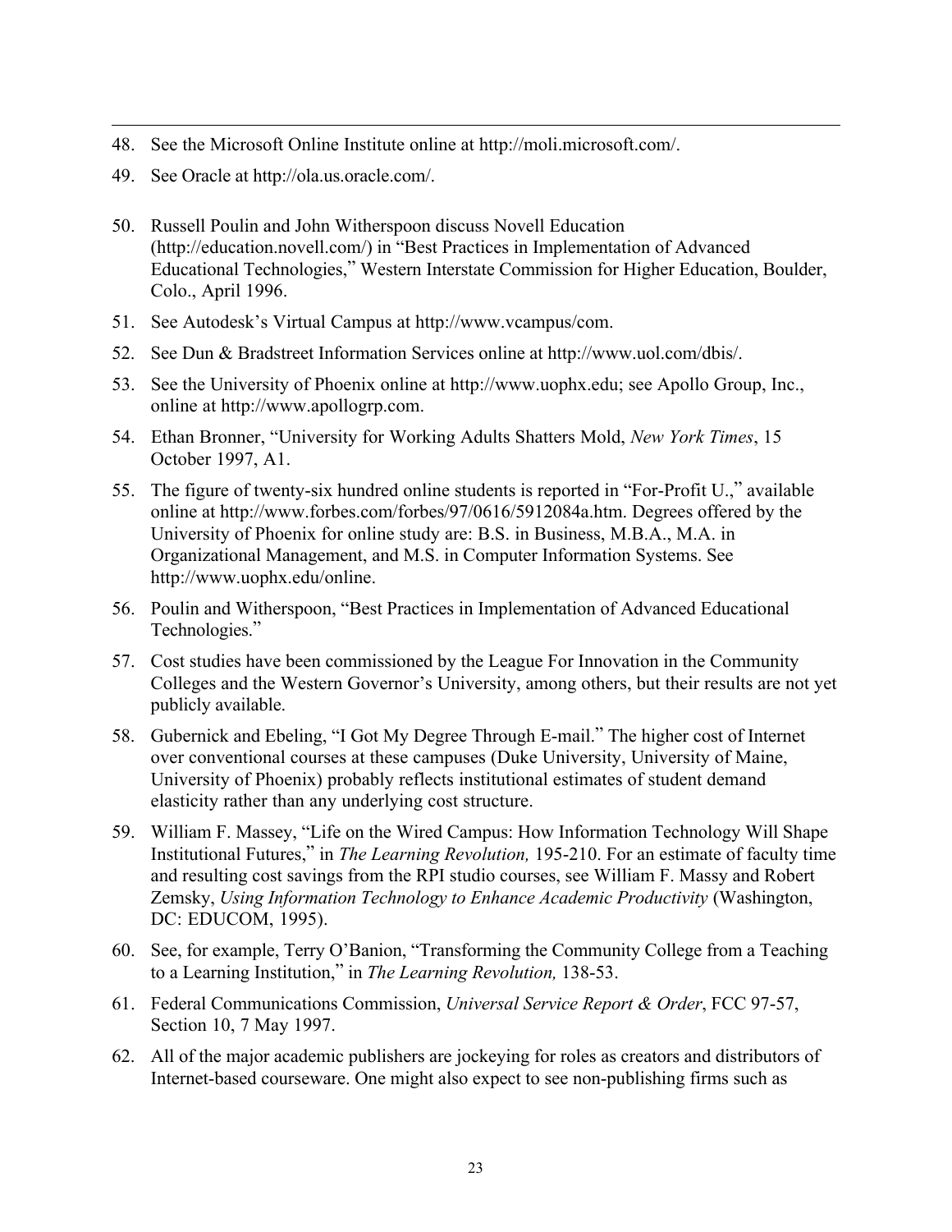48. See the Microsoft Online Institute online at http://moli.microsoft.com/.
49. See Oracle at http://ola.us.oracle.com/.
50. Russell Poulin and John Witherspoon discuss Novell Education (http://education.novell.com/) in "Best Practices in Implementation of Advanced Educational Technologies," Western Interstate Commission for Higher Education, Boulder, Colo., April 1996.
51. See Autodesk's Virtual Campus at http://www.vcampus/com.
52. See Dun & Bradstreet Information Services online at http://www.uol.com/dbis/.
53. See the University of Phoenix online at http://www.uophx.edu; see Apollo Group, Inc., online at http://www.apollogrp.com.
54. Ethan Bronner, "University for Working Adults Shatters Mold, *New York Times*, 15 October 1997, A1.
55. The figure of twenty-six hundred online students is reported in "For-Profit U.," available online at http://www.forbes.com/forbes/97/0616/5912084a.htm. Degrees offered by the University of Phoenix for online study are: B.S. in Business, M.B.A., M.A. in Organizational Management, and M.S. in Computer Information Systems. See http://www.uophx.edu/online.
56. Poulin and Witherspoon, "Best Practices in Implementation of Advanced Educational Technologies."
57. Cost studies have been commissioned by the League For Innovation in the Community Colleges and the Western Governor's University, among others, but their results are not yet publicly available.
58. Gubernick and Ebeling, "I Got My Degree Through E-mail." The higher cost of Internet over conventional courses at these campuses (Duke University, University of Maine, University of Phoenix) probably reflects institutional estimates of student demand elasticity rather than any underlying cost structure.
59. William F. Massey, "Life on the Wired Campus: How Information Technology Will Shape Institutional Futures," in *The Learning Revolution,* 195-210. For an estimate of faculty time and resulting cost savings from the RPI studio courses, see William F. Massy and Robert Zemsky, *Using Information Technology to Enhance Academic Productivity* (Washington, DC: EDUCOM, 1995).
60. See, for example, Terry O'Banion, "Transforming the Community College from a Teaching to a Learning Institution," in *The Learning Revolution,* 138-53.
61. Federal Communications Commission, *Universal Service Report & Order*, FCC 97-57, Section 10, 7 May 1997.
62. All of the major academic publishers are jockeying for roles as creators and distributors of Internet-based courseware. One might also expect to see non-publishing firms such as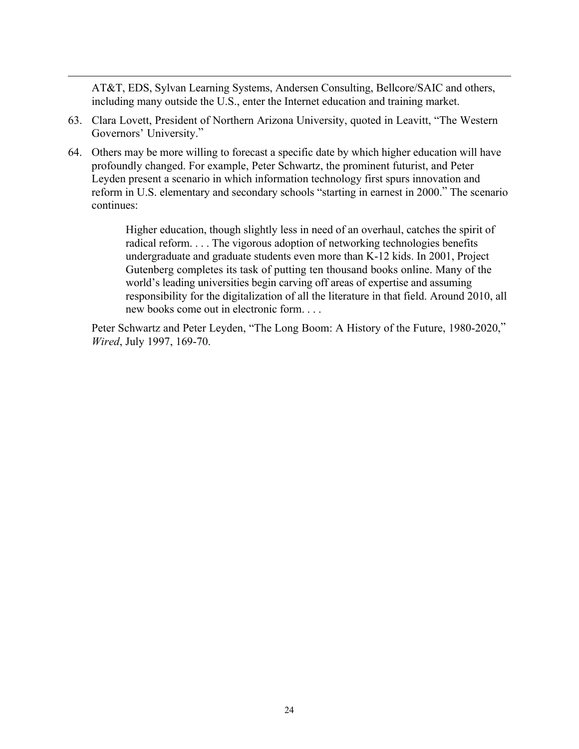AT&T, EDS, Sylvan Learning Systems, Andersen Consulting, Bellcore/SAIC and others, including many outside the U.S., enter the Internet education and training market.

63. Clara Lovett, President of Northern Arizona University, quoted in Leavitt, "The Western Governors' University."

64. Others may be more willing to forecast a specific date by which higher education will have profoundly changed. For example, Peter Schwartz, the prominent futurist, and Peter Leyden present a scenario in which information technology first spurs innovation and reform in U.S. elementary and secondary schools "starting in earnest in 2000." The scenario continues:

    > Higher education, though slightly less in need of an overhaul, catches the spirit of radical reform. . . . The vigorous adoption of networking technologies benefits undergraduate and graduate students even more than K-12 kids. In 2001, Project Gutenberg completes its task of putting ten thousand books online. Many of the world's leading universities begin carving off areas of expertise and assuming responsibility for the digitalization of all the literature in that field. Around 2010, all new books come out in electronic form. . . .

    Peter Schwartz and Peter Leyden, "The Long Boom: A History of the Future, 1980-2020," *Wired*, July 1997, 169-70.